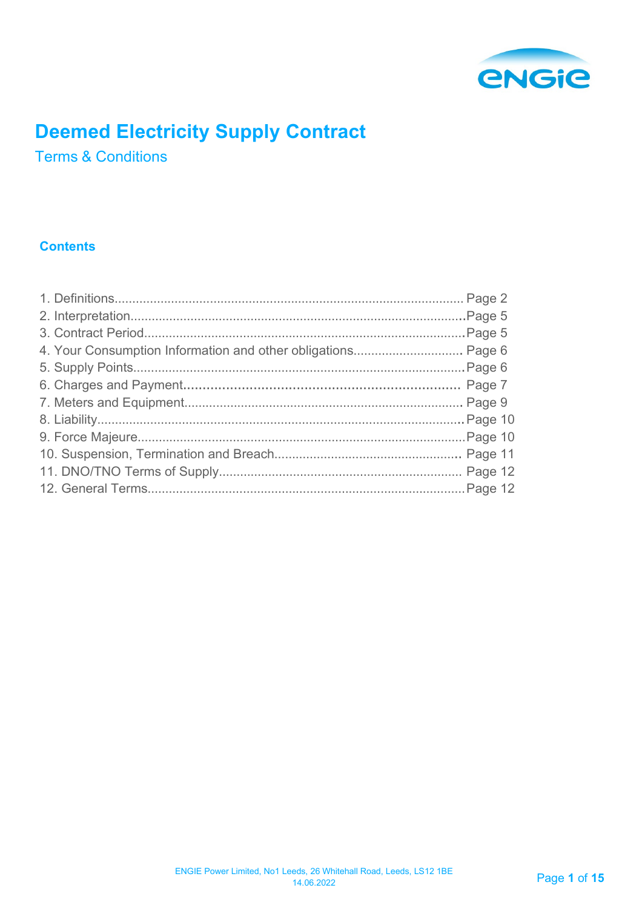# Deemed Electricity Supply Contract

## Terms & Conditions

### Contents

1. Definitions.................................................................................................. Page 2
2. Interpretation.............................................................................................Page 5
3. Contract Period..........................................................................................Page 5
4. Your Consumption Information and other obligations............................... Page 6
5. Supply Points.............................................................................................Page 6
6. Charges and Payment......................................................................... Page 7
7. Meters and Equipment.............................................................................. Page 9
8. Liability.......................................................................................................Page 10
9. Force Majeure............................................................................................Page 10
10. Suspension, Termination and Breach..................................................... Page 11
11. DNO/TNO Terms of Supply..................................................................... Page 12
12. General Terms.........................................................................................Page 12

ENGIE Power Limited, No1 Leeds, 26 Whitehall Road, Leeds, LS12 1BE
14.06.2022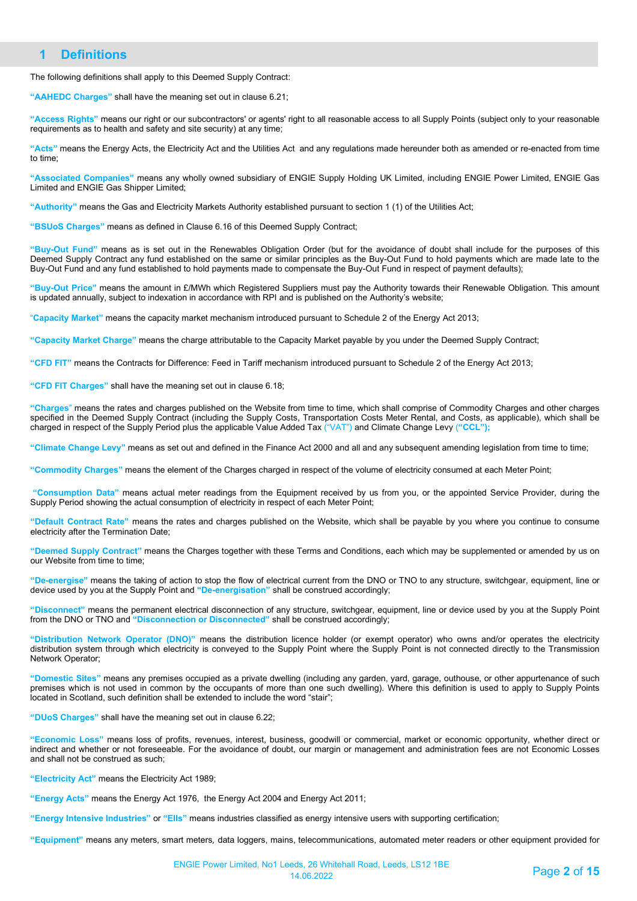# 1 Definitions

The following definitions shall apply to this Deemed Supply Contract:

**"AAHEDC Charges"** shall have the meaning set out in clause 6.21;

**"Access Rights"** means our right or our subcontractors' or agents' right to all reasonable access to all Supply Points (subject only to your reasonable requirements as to health and safety and site security) at any time;

**"Acts"** means the Energy Acts, the Electricity Act and the Utilities Act and any regulations made hereunder both as amended or re-enacted from time to time;

**"Associated Companies"** means any wholly owned subsidiary of ENGIE Supply Holding UK Limited, including ENGIE Power Limited, ENGIE Gas Limited and ENGIE Gas Shipper Limited;

**"Authority"** means the Gas and Electricity Markets Authority established pursuant to section 1 (1) of the Utilities Act;

**"BSUoS Charges"** means as defined in Clause 6.16 of this Deemed Supply Contract;

**"Buy-Out Fund"** means as is set out in the Renewables Obligation Order (but for the avoidance of doubt shall include for the purposes of this Deemed Supply Contract any fund established on the same or similar principles as the Buy-Out Fund to hold payments which are made late to the Buy-Out Fund and any fund established to hold payments made to compensate the Buy-Out Fund in respect of payment defaults);

**"Buy-Out Price"** means the amount in £/MWh which Registered Suppliers must pay the Authority towards their Renewable Obligation. This amount is updated annually, subject to indexation in accordance with RPI and is published on the Authority's website;

**"Capacity Market"** means the capacity market mechanism introduced pursuant to Schedule 2 of the Energy Act 2013;

**"Capacity Market Charge"** means the charge attributable to the Capacity Market payable by you under the Deemed Supply Contract;

**"CFD FIT"** means the Contracts for Difference: Feed in Tariff mechanism introduced pursuant to Schedule 2 of the Energy Act 2013;

**"CFD FIT Charges"** shall have the meaning set out in clause 6.18;

**"Charges"** means the rates and charges published on the Website from time to time, which shall comprise of Commodity Charges and other charges specified in the Deemed Supply Contract (including the Supply Costs, Transportation Costs Meter Rental, and Costs, as applicable), which shall be charged in respect of the Supply Period plus the applicable Value Added Tax ("VAT") and Climate Change Levy (**"CCL");**

**"Climate Change Levy"** means as set out and defined in the Finance Act 2000 and all and any subsequent amending legislation from time to time;

**"Commodity Charges"** means the element of the Charges charged in respect of the volume of electricity consumed at each Meter Point;

**"Consumption Data"** means actual meter readings from the Equipment received by us from you, or the appointed Service Provider, during the Supply Period showing the actual consumption of electricity in respect of each Meter Point;

**"Default Contract Rate"** means the rates and charges published on the Website, which shall be payable by you where you continue to consume electricity after the Termination Date;

**"Deemed Supply Contract"** means the Charges together with these Terms and Conditions, each which may be supplemented or amended by us on our Website from time to time;

**"De-energise"** means the taking of action to stop the flow of electrical current from the DNO or TNO to any structure, switchgear, equipment, line or device used by you at the Supply Point and **"De-energisation"** shall be construed accordingly;

**"Disconnect"** means the permanent electrical disconnection of any structure, switchgear, equipment, line or device used by you at the Supply Point from the DNO or TNO and **"Disconnection or Disconnected"** shall be construed accordingly;

**"Distribution Network Operator (DNO)"** means the distribution licence holder (or exempt operator) who owns and/or operates the electricity distribution system through which electricity is conveyed to the Supply Point where the Supply Point is not connected directly to the Transmission Network Operator;

**"Domestic Sites"** means any premises occupied as a private dwelling (including any garden, yard, garage, outhouse, or other appurtenance of such premises which is not used in common by the occupants of more than one such dwelling). Where this definition is used to apply to Supply Points located in Scotland, such definition shall be extended to include the word "stair";

**"DUoS Charges"** shall have the meaning set out in clause 6.22;

**"Economic Loss"** means loss of profits, revenues, interest, business, goodwill or commercial, market or economic opportunity, whether direct or indirect and whether or not foreseeable. For the avoidance of doubt, our margin or management and administration fees are not Economic Losses and shall not be construed as such;

**"Electricity Act"** means the Electricity Act 1989;

**"Energy Acts"** means the Energy Act 1976, the Energy Act 2004 and Energy Act 2011;

**"Energy Intensive Industries"** or **"EIIs"** means industries classified as energy intensive users with supporting certification;

**"Equipment"** means any meters, smart meters, data loggers, mains, telecommunications, automated meter readers or other equipment provided for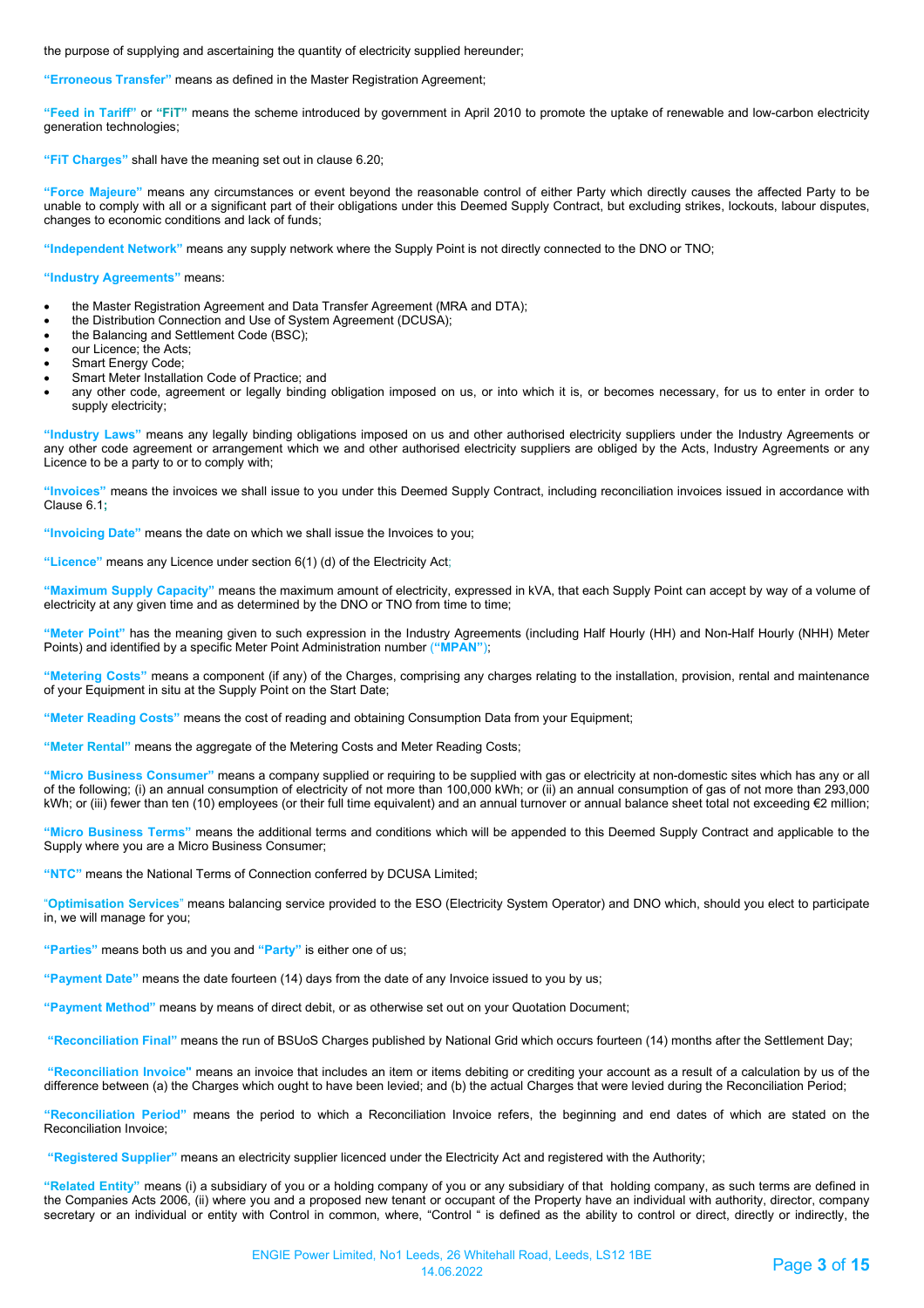the purpose of supplying and ascertaining the quantity of electricity supplied hereunder;

**"Erroneous Transfer"** means as defined in the Master Registration Agreement;

**"Feed in Tariff"** or **"FiT"** means the scheme introduced by government in April 2010 to promote the uptake of renewable and low-carbon electricity generation technologies;

**"FiT Charges"** shall have the meaning set out in clause 6.20;

**"Force Majeure"** means any circumstances or event beyond the reasonable control of either Party which directly causes the affected Party to be unable to comply with all or a significant part of their obligations under this Deemed Supply Contract, but excluding strikes, lockouts, labour disputes, changes to economic conditions and lack of funds;

**"Independent Network"** means any supply network where the Supply Point is not directly connected to the DNO or TNO;

**"Industry Agreements"** means:

- the Master Registration Agreement and Data Transfer Agreement (MRA and DTA);
- the Distribution Connection and Use of System Agreement (DCUSA);
- the Balancing and Settlement Code (BSC);
- our Licence; the Acts;
- Smart Energy Code;
- Smart Meter Installation Code of Practice; and
- any other code, agreement or legally binding obligation imposed on us, or into which it is, or becomes necessary, for us to enter in order to supply electricity;

**"Industry Laws"** means any legally binding obligations imposed on us and other authorised electricity suppliers under the Industry Agreements or any other code agreement or arrangement which we and other authorised electricity suppliers are obliged by the Acts, Industry Agreements or any Licence to be a party to or to comply with;

**"Invoices"** means the invoices we shall issue to you under this Deemed Supply Contract, including reconciliation invoices issued in accordance with Clause 6.1;

**"Invoicing Date"** means the date on which we shall issue the Invoices to you;

**"Licence"** means any Licence under section 6(1) (d) of the Electricity Act;

**"Maximum Supply Capacity"** means the maximum amount of electricity, expressed in kVA, that each Supply Point can accept by way of a volume of electricity at any given time and as determined by the DNO or TNO from time to time;

**"Meter Point"** has the meaning given to such expression in the Industry Agreements (including Half Hourly (HH) and Non-Half Hourly (NHH) Meter Points) and identified by a specific Meter Point Administration number (**"MPAN"**);

**"Metering Costs"** means a component (if any) of the Charges, comprising any charges relating to the installation, provision, rental and maintenance of your Equipment in situ at the Supply Point on the Start Date;

**"Meter Reading Costs"** means the cost of reading and obtaining Consumption Data from your Equipment;

**"Meter Rental"** means the aggregate of the Metering Costs and Meter Reading Costs;

**"Micro Business Consumer"** means a company supplied or requiring to be supplied with gas or electricity at non-domestic sites which has any or all of the following; (i) an annual consumption of electricity of not more than 100,000 kWh; or (ii) an annual consumption of gas of not more than 293,000 kWh; or (iii) fewer than ten (10) employees (or their full time equivalent) and an annual turnover or annual balance sheet total not exceeding €2 million;

**"Micro Business Terms"** means the additional terms and conditions which will be appended to this Deemed Supply Contract and applicable to the Supply where you are a Micro Business Consumer;

**"NTC"** means the National Terms of Connection conferred by DCUSA Limited;

**"Optimisation Services"** means balancing service provided to the ESO (Electricity System Operator) and DNO which, should you elect to participate in, we will manage for you;

**"Parties"** means both us and you and **"Party"** is either one of us;

**"Payment Date"** means the date fourteen (14) days from the date of any Invoice issued to you by us;

**"Payment Method"** means by means of direct debit, or as otherwise set out on your Quotation Document;

**"Reconciliation Final"** means the run of BSUoS Charges published by National Grid which occurs fourteen (14) months after the Settlement Day;

**"Reconciliation Invoice"** means an invoice that includes an item or items debiting or crediting your account as a result of a calculation by us of the difference between (a) the Charges which ought to have been levied; and (b) the actual Charges that were levied during the Reconciliation Period;

**"Reconciliation Period"** means the period to which a Reconciliation Invoice refers, the beginning and end dates of which are stated on the Reconciliation Invoice;

**"Registered Supplier"** means an electricity supplier licenced under the Electricity Act and registered with the Authority;

**"Related Entity"** means (i) a subsidiary of you or a holding company of you or any subsidiary of that holding company, as such terms are defined in the Companies Acts 2006, (ii) where you and a proposed new tenant or occupant of the Property have an individual with authority, director, company secretary or an individual or entity with Control in common, where, "Control " is defined as the ability to control or direct, directly or indirectly, the

ENGIE Power Limited, No1 Leeds, 26 Whitehall Road, Leeds, LS12 1BE
14.06.2022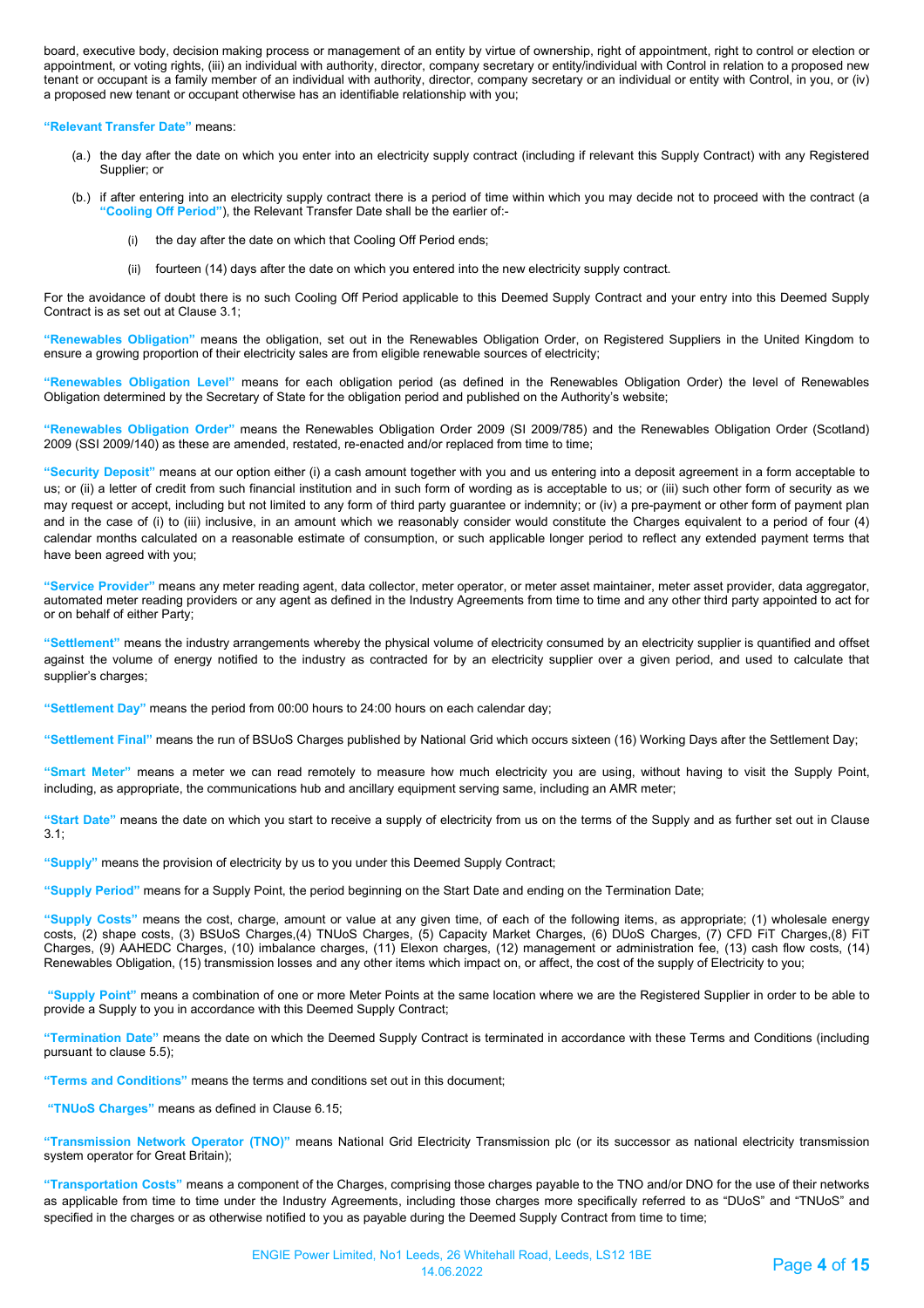board, executive body, decision making process or management of an entity by virtue of ownership, right of appointment, right to control or election or appointment, or voting rights, (iii) an individual with authority, director, company secretary or entity/individual with Control in relation to a proposed new tenant or occupant is a family member of an individual with authority, director, company secretary or an individual or entity with Control, in you, or (iv) a proposed new tenant or occupant otherwise has an identifiable relationship with you;

**"Relevant Transfer Date"** means:

(a.) the day after the date on which you enter into an electricity supply contract (including if relevant this Supply Contract) with any Registered Supplier; or

(b.) if after entering into an electricity supply contract there is a period of time within which you may decide not to proceed with the contract (a **"Cooling Off Period"**), the Relevant Transfer Date shall be the earlier of:-

(i) the day after the date on which that Cooling Off Period ends;

(ii) fourteen (14) days after the date on which you entered into the new electricity supply contract.

For the avoidance of doubt there is no such Cooling Off Period applicable to this Deemed Supply Contract and your entry into this Deemed Supply Contract is as set out at Clause 3.1;

**"Renewables Obligation"** means the obligation, set out in the Renewables Obligation Order, on Registered Suppliers in the United Kingdom to ensure a growing proportion of their electricity sales are from eligible renewable sources of electricity;

**"Renewables Obligation Level"** means for each obligation period (as defined in the Renewables Obligation Order) the level of Renewables Obligation determined by the Secretary of State for the obligation period and published on the Authority's website;

**"Renewables Obligation Order"** means the Renewables Obligation Order 2009 (SI 2009/785) and the Renewables Obligation Order (Scotland) 2009 (SSI 2009/140) as these are amended, restated, re-enacted and/or replaced from time to time;

**"Security Deposit"** means at our option either (i) a cash amount together with you and us entering into a deposit agreement in a form acceptable to us; or (ii) a letter of credit from such financial institution and in such form of wording as is acceptable to us; or (iii) such other form of security as we may request or accept, including but not limited to any form of third party guarantee or indemnity; or (iv) a pre-payment or other form of payment plan and in the case of (i) to (iii) inclusive, in an amount which we reasonably consider would constitute the Charges equivalent to a period of four (4) calendar months calculated on a reasonable estimate of consumption, or such applicable longer period to reflect any extended payment terms that have been agreed with you;

**"Service Provider"** means any meter reading agent, data collector, meter operator, or meter asset maintainer, meter asset provider, data aggregator, automated meter reading providers or any agent as defined in the Industry Agreements from time to time and any other third party appointed to act for or on behalf of either Party;

**"Settlement"** means the industry arrangements whereby the physical volume of electricity consumed by an electricity supplier is quantified and offset against the volume of energy notified to the industry as contracted for by an electricity supplier over a given period, and used to calculate that supplier's charges;

**"Settlement Day"** means the period from 00:00 hours to 24:00 hours on each calendar day;

**"Settlement Final"** means the run of BSUoS Charges published by National Grid which occurs sixteen (16) Working Days after the Settlement Day;

**"Smart Meter"** means a meter we can read remotely to measure how much electricity you are using, without having to visit the Supply Point, including, as appropriate, the communications hub and ancillary equipment serving same, including an AMR meter;

**"Start Date"** means the date on which you start to receive a supply of electricity from us on the terms of the Supply and as further set out in Clause 3.1;

**"Supply"** means the provision of electricity by us to you under this Deemed Supply Contract;

**"Supply Period"** means for a Supply Point, the period beginning on the Start Date and ending on the Termination Date;

**"Supply Costs"** means the cost, charge, amount or value at any given time, of each of the following items, as appropriate; (1) wholesale energy costs, (2) shape costs, (3) BSUoS Charges,(4) TNUoS Charges, (5) Capacity Market Charges, (6) DUoS Charges, (7) CFD FiT Charges,(8) FiT Charges, (9) AAHEDC Charges, (10) imbalance charges, (11) Elexon charges, (12) management or administration fee, (13) cash flow costs, (14) Renewables Obligation, (15) transmission losses and any other items which impact on, or affect, the cost of the supply of Electricity to you;

**"Supply Point"** means a combination of one or more Meter Points at the same location where we are the Registered Supplier in order to be able to provide a Supply to you in accordance with this Deemed Supply Contract;

**"Termination Date"** means the date on which the Deemed Supply Contract is terminated in accordance with these Terms and Conditions (including pursuant to clause 5.5);

**"Terms and Conditions"** means the terms and conditions set out in this document;

**"TNUoS Charges"** means as defined in Clause 6.15;

**"Transmission Network Operator (TNO)"** means National Grid Electricity Transmission plc (or its successor as national electricity transmission system operator for Great Britain);

**"Transportation Costs"** means a component of the Charges, comprising those charges payable to the TNO and/or DNO for the use of their networks as applicable from time to time under the Industry Agreements, including those charges more specifically referred to as "DUoS" and "TNUoS" and specified in the charges or as otherwise notified to you as payable during the Deemed Supply Contract from time to time;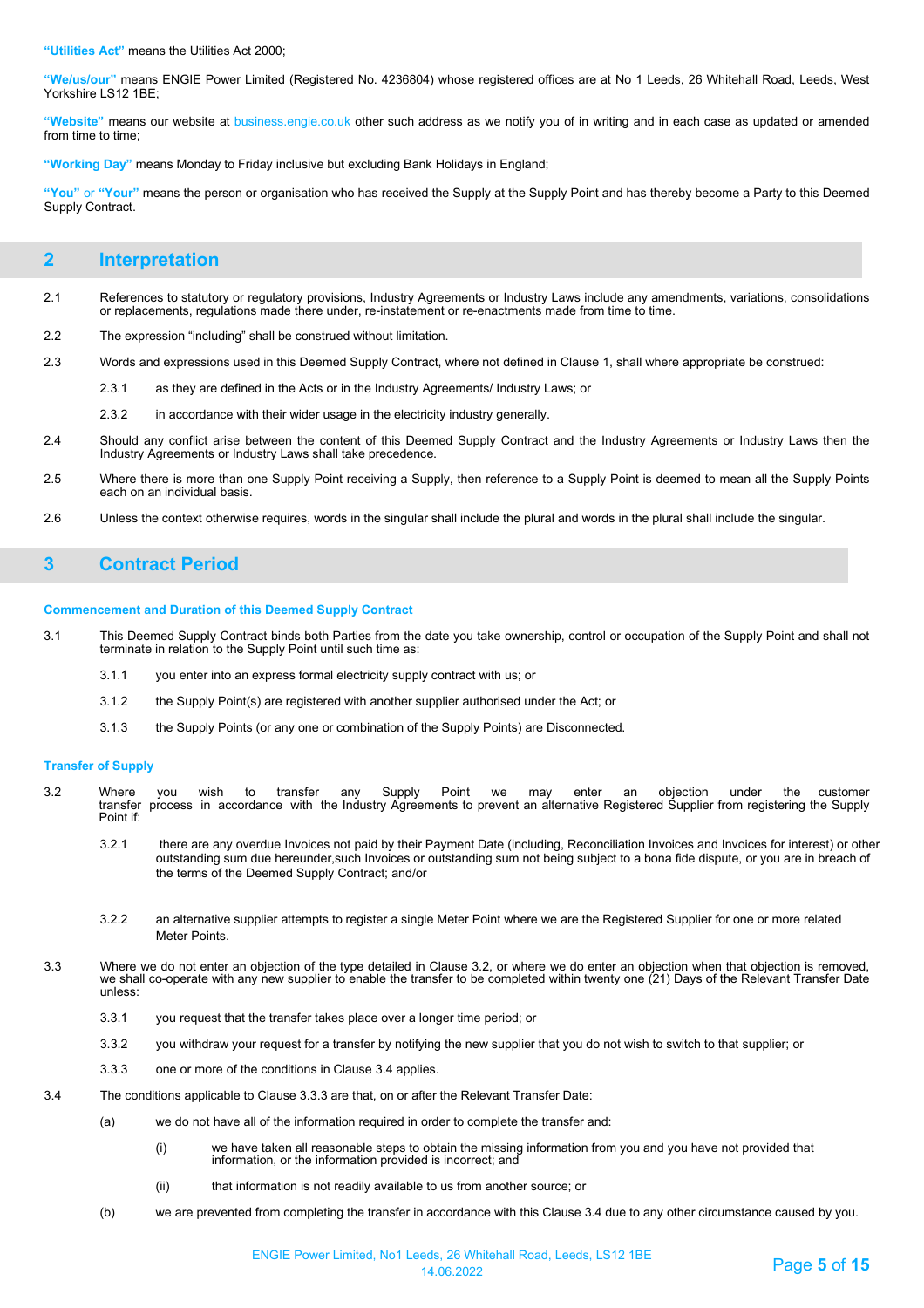**"Utilities Act"** means the Utilities Act 2000;

**"We/us/our"** means ENGIE Power Limited (Registered No. 4236804) whose registered offices are at No 1 Leeds, 26 Whitehall Road, Leeds, West Yorkshire LS12 1BE;

**"Website"** means our website at business.engie.co.uk other such address as we notify you of in writing and in each case as updated or amended from time to time;

**"Working Day"** means Monday to Friday inclusive but excluding Bank Holidays in England;

**"You"** or **"Your"** means the person or organisation who has received the Supply at the Supply Point and has thereby become a Party to this Deemed Supply Contract.

## 2 Interpretation

2.1 References to statutory or regulatory provisions, Industry Agreements or Industry Laws include any amendments, variations, consolidations or replacements, regulations made there under, re-instatement or re-enactments made from time to time.

2.2 The expression "including" shall be construed without limitation.

2.3 Words and expressions used in this Deemed Supply Contract, where not defined in Clause 1, shall where appropriate be construed:

2.3.1 as they are defined in the Acts or in the Industry Agreements/ Industry Laws; or

2.3.2 in accordance with their wider usage in the electricity industry generally.

2.4 Should any conflict arise between the content of this Deemed Supply Contract and the Industry Agreements or Industry Laws then the Industry Agreements or Industry Laws shall take precedence.

2.5 Where there is more than one Supply Point receiving a Supply, then reference to a Supply Point is deemed to mean all the Supply Points each on an individual basis.

2.6 Unless the context otherwise requires, words in the singular shall include the plural and words in the plural shall include the singular.

## 3 Contract Period

### Commencement and Duration of this Deemed Supply Contract

3.1 This Deemed Supply Contract binds both Parties from the date you take ownership, control or occupation of the Supply Point and shall not terminate in relation to the Supply Point until such time as:

3.1.1 you enter into an express formal electricity supply contract with us; or

3.1.2 the Supply Point(s) are registered with another supplier authorised under the Act; or

3.1.3 the Supply Points (or any one or combination of the Supply Points) are Disconnected.

### Transfer of Supply

3.2 Where you wish to transfer any Supply Point we may enter an objection under the customer transfer process in accordance with the Industry Agreements to prevent an alternative Registered Supplier from registering the Supply Point if:

3.2.1 there are any overdue Invoices not paid by their Payment Date (including, Reconciliation Invoices and Invoices for interest) or other outstanding sum due hereunder,such Invoices or outstanding sum not being subject to a bona fide dispute, or you are in breach of the terms of the Deemed Supply Contract; and/or

3.2.2 an alternative supplier attempts to register a single Meter Point where we are the Registered Supplier for one or more related Meter Points.

3.3 Where we do not enter an objection of the type detailed in Clause 3.2, or where we do enter an objection when that objection is removed, we shall co-operate with any new supplier to enable the transfer to be completed within twenty one (21) Days of the Relevant Transfer Date unless:

3.3.1 you request that the transfer takes place over a longer time period; or

3.3.2 you withdraw your request for a transfer by notifying the new supplier that you do not wish to switch to that supplier; or

3.3.3 one or more of the conditions in Clause 3.4 applies.

3.4 The conditions applicable to Clause 3.3.3 are that, on or after the Relevant Transfer Date:

(a) we do not have all of the information required in order to complete the transfer and:

(i) we have taken all reasonable steps to obtain the missing information from you and you have not provided that information, or the information provided is incorrect; and

(ii) that information is not readily available to us from another source; or

(b) we are prevented from completing the transfer in accordance with this Clause 3.4 due to any other circumstance caused by you.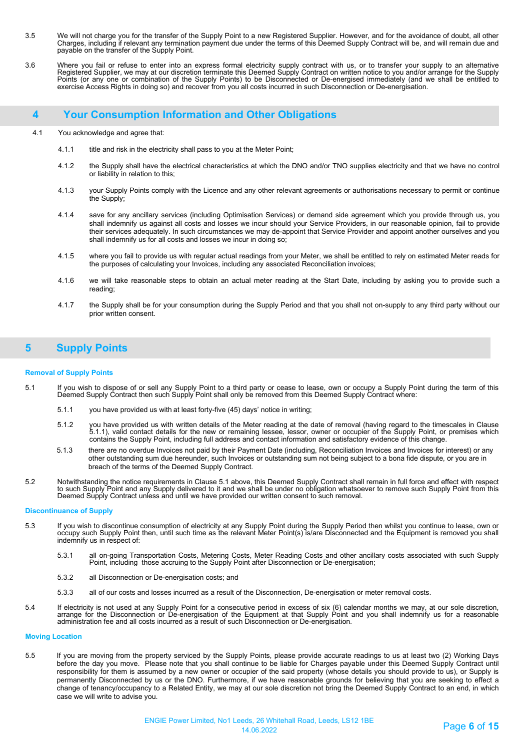3.5 We will not charge you for the transfer of the Supply Point to a new Registered Supplier. However, and for the avoidance of doubt, all other Charges, including if relevant any termination payment due under the terms of this Deemed Supply Contract will be, and will remain due and payable on the transfer of the Supply Point.

3.6 Where you fail or refuse to enter into an express formal electricity supply contract with us, or to transfer your supply to an alternative Registered Supplier, we may at our discretion terminate this Deemed Supply Contract on written notice to you and/or arrange for the Supply Points (or any one or combination of the Supply Points) to be Disconnected or De-energised immediately (and we shall be entitled to exercise Access Rights in doing so) and recover from you all costs incurred in such Disconnection or De-energisation.

## 4 Your Consumption Information and Other Obligations

4.1 You acknowledge and agree that:

4.1.1 title and risk in the electricity shall pass to you at the Meter Point;

4.1.2 the Supply shall have the electrical characteristics at which the DNO and/or TNO supplies electricity and that we have no control or liability in relation to this;

4.1.3 your Supply Points comply with the Licence and any other relevant agreements or authorisations necessary to permit or continue the Supply;

4.1.4 save for any ancillary services (including Optimisation Services) or demand side agreement which you provide through us, you shall indemnify us against all costs and losses we incur should your Service Providers, in our reasonable opinion, fail to provide their services adequately. In such circumstances we may de-appoint that Service Provider and appoint another ourselves and you shall indemnify us for all costs and losses we incur in doing so;

4.1.5 where you fail to provide us with regular actual readings from your Meter, we shall be entitled to rely on estimated Meter reads for the purposes of calculating your Invoices, including any associated Reconciliation invoices;

4.1.6 we will take reasonable steps to obtain an actual meter reading at the Start Date, including by asking you to provide such a reading;

4.1.7 the Supply shall be for your consumption during the Supply Period and that you shall not on-supply to any third party without our prior written consent.

## 5 Supply Points

### Removal of Supply Points

5.1 If you wish to dispose of or sell any Supply Point to a third party or cease to lease, own or occupy a Supply Point during the term of this Deemed Supply Contract then such Supply Point shall only be removed from this Deemed Supply Contract where:

5.1.1 you have provided us with at least forty-five (45) days' notice in writing;

5.1.2 you have provided us with written details of the Meter reading at the date of removal (having regard to the timescales in Clause 5.1.1), valid contact details for the new or remaining lessee, lessor, owner or occupier of the Supply Point, or premises which contains the Supply Point, including full address and contact information and satisfactory evidence of this change.

5.1.3 there are no overdue Invoices not paid by their Payment Date (including, Reconciliation Invoices and Invoices for interest) or any other outstanding sum due hereunder, such Invoices or outstanding sum not being subject to a bona fide dispute, or you are in breach of the terms of the Deemed Supply Contract.

5.2 Notwithstanding the notice requirements in Clause 5.1 above, this Deemed Supply Contract shall remain in full force and effect with respect to such Supply Point and any Supply delivered to it and we shall be under no obligation whatsoever to remove such Supply Point from this Deemed Supply Contract unless and until we have provided our written consent to such removal.

### Discontinuance of Supply

5.3 If you wish to discontinue consumption of electricity at any Supply Point during the Supply Period then whilst you continue to lease, own or occupy such Supply Point then, until such time as the relevant Meter Point(s) is/are Disconnected and the Equipment is removed you shall indemnify us in respect of:

5.3.1 all on-going Transportation Costs, Metering Costs, Meter Reading Costs and other ancillary costs associated with such Supply Point, including those accruing to the Supply Point after Disconnection or De-energisation;

5.3.2 all Disconnection or De-energisation costs; and

5.3.3 all of our costs and losses incurred as a result of the Disconnection, De-energisation or meter removal costs.

5.4 If electricity is not used at any Supply Point for a consecutive period in excess of six (6) calendar months we may, at our sole discretion, arrange for the Disconnection or De-energisation of the Equipment at that Supply Point and you shall indemnify us for a reasonable administration fee and all costs incurred as a result of such Disconnection or De-energisation.

### Moving Location

5.5 If you are moving from the property serviced by the Supply Points, please provide accurate readings to us at least two (2) Working Days before the day you move. Please note that you shall continue to be liable for Charges payable under this Deemed Supply Contract until responsibility for them is assumed by a new owner or occupier of the said property (whose details you should provide to us), or Supply is permanently Disconnected by us or the DNO. Furthermore, if we have reasonable grounds for believing that you are seeking to effect a change of tenancy/occupancy to a Related Entity, we may at our sole discretion not bring the Deemed Supply Contract to an end, in which case we will write to advise you.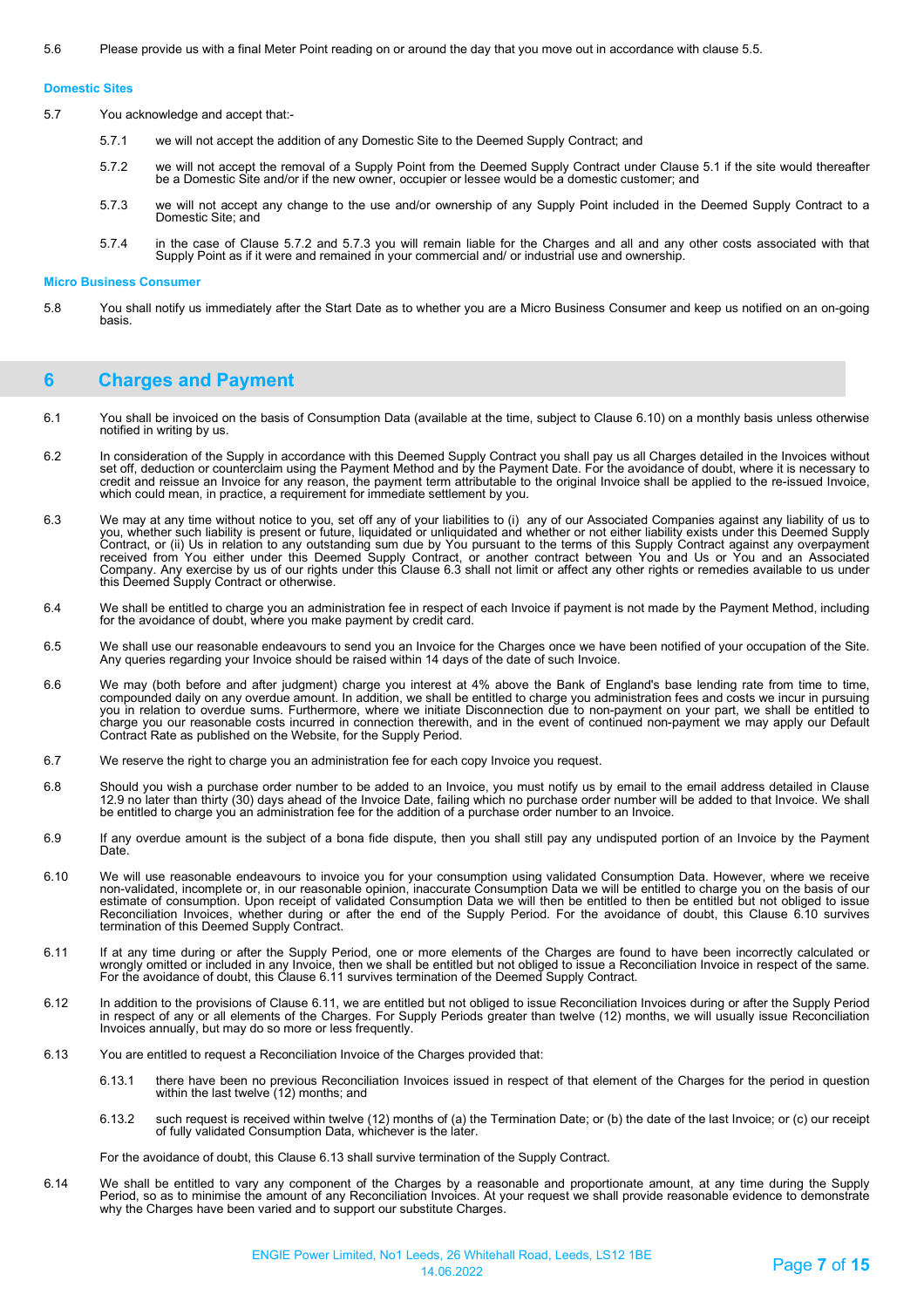5.6 Please provide us with a final Meter Point reading on or around the day that you move out in accordance with clause 5.5.

**Domestic Sites**

5.7 You acknowledge and accept that:-

5.7.1 we will not accept the addition of any Domestic Site to the Deemed Supply Contract; and

5.7.2 we will not accept the removal of a Supply Point from the Deemed Supply Contract under Clause 5.1 if the site would thereafter be a Domestic Site and/or if the new owner, occupier or lessee would be a domestic customer; and

5.7.3 we will not accept any change to the use and/or ownership of any Supply Point included in the Deemed Supply Contract to a Domestic Site; and

5.7.4 in the case of Clause 5.7.2 and 5.7.3 you will remain liable for the Charges and all and any other costs associated with that Supply Point as if it were and remained in your commercial and/ or industrial use and ownership.

**Micro Business Consumer**

5.8 You shall notify us immediately after the Start Date as to whether you are a Micro Business Consumer and keep us notified on an on-going basis.

## 6 Charges and Payment

6.1 You shall be invoiced on the basis of Consumption Data (available at the time, subject to Clause 6.10) on a monthly basis unless otherwise notified in writing by us.

6.2 In consideration of the Supply in accordance with this Deemed Supply Contract you shall pay us all Charges detailed in the Invoices without set off, deduction or counterclaim using the Payment Method and by the Payment Date. For the avoidance of doubt, where it is necessary to credit and reissue an Invoice for any reason, the payment term attributable to the original Invoice shall be applied to the re-issued Invoice, which could mean, in practice, a requirement for immediate settlement by you.

6.3 We may at any time without notice to you, set off any of your liabilities to (i) any of our Associated Companies against any liability of us to you, whether such liability is present or future, liquidated or unliquidated and whether or not either liability exists under this Deemed Supply Contract, or (ii) Us in relation to any outstanding sum due by You pursuant to the terms of this Supply Contract against any overpayment received from You either under this Deemed Supply Contract, or another contract between You and Us or You and an Associated Company. Any exercise by us of our rights under this Clause 6.3 shall not limit or affect any other rights or remedies available to us under this Deemed Supply Contract or otherwise.

6.4 We shall be entitled to charge you an administration fee in respect of each Invoice if payment is not made by the Payment Method, including for the avoidance of doubt, where you make payment by credit card.

6.5 We shall use our reasonable endeavours to send you an Invoice for the Charges once we have been notified of your occupation of the Site. Any queries regarding your Invoice should be raised within 14 days of the date of such Invoice.

6.6 We may (both before and after judgment) charge you interest at 4% above the Bank of England's base lending rate from time to time, compounded daily on any overdue amount. In addition, we shall be entitled to charge you administration fees and costs we incur in pursuing you in relation to overdue sums. Furthermore, where we initiate Disconnection due to non-payment on your part, we shall be entitled to charge you our reasonable costs incurred in connection therewith, and in the event of continued non-payment we may apply our Default Contract Rate as published on the Website, for the Supply Period.

6.7 We reserve the right to charge you an administration fee for each copy Invoice you request.

6.8 Should you wish a purchase order number to be added to an Invoice, you must notify us by email to the email address detailed in Clause 12.9 no later than thirty (30) days ahead of the Invoice Date, failing which no purchase order number will be added to that Invoice. We shall be entitled to charge you an administration fee for the addition of a purchase order number to an Invoice.

6.9 If any overdue amount is the subject of a bona fide dispute, then you shall still pay any undisputed portion of an Invoice by the Payment Date.

6.10 We will use reasonable endeavours to invoice you for your consumption using validated Consumption Data. However, where we receive non-validated, incomplete or, in our reasonable opinion, inaccurate Consumption Data we will be entitled to charge you on the basis of our estimate of consumption. Upon receipt of validated Consumption Data we will then be entitled to then be entitled but not obliged to issue Reconciliation Invoices, whether during or after the end of the Supply Period. For the avoidance of doubt, this Clause 6.10 survives termination of this Deemed Supply Contract.

6.11 If at any time during or after the Supply Period, one or more elements of the Charges are found to have been incorrectly calculated or wrongly omitted or included in any Invoice, then we shall be entitled but not obliged to issue a Reconciliation Invoice in respect of the same. For the avoidance of doubt, this Clause 6.11 survives termination of the Deemed Supply Contract.

6.12 In addition to the provisions of Clause 6.11, we are entitled but not obliged to issue Reconciliation Invoices during or after the Supply Period in respect of any or all elements of the Charges. For Supply Periods greater than twelve (12) months, we will usually issue Reconciliation Invoices annually, but may do so more or less frequently.

6.13 You are entitled to request a Reconciliation Invoice of the Charges provided that:

6.13.1 there have been no previous Reconciliation Invoices issued in respect of that element of the Charges for the period in question within the last twelve (12) months; and

6.13.2 such request is received within twelve (12) months of (a) the Termination Date; or (b) the date of the last Invoice; or (c) our receipt of fully validated Consumption Data, whichever is the later.

For the avoidance of doubt, this Clause 6.13 shall survive termination of the Supply Contract.

6.14 We shall be entitled to vary any component of the Charges by a reasonable and proportionate amount, at any time during the Supply Period, so as to minimise the amount of any Reconciliation Invoices. At your request we shall provide reasonable evidence to demonstrate why the Charges have been varied and to support our substitute Charges.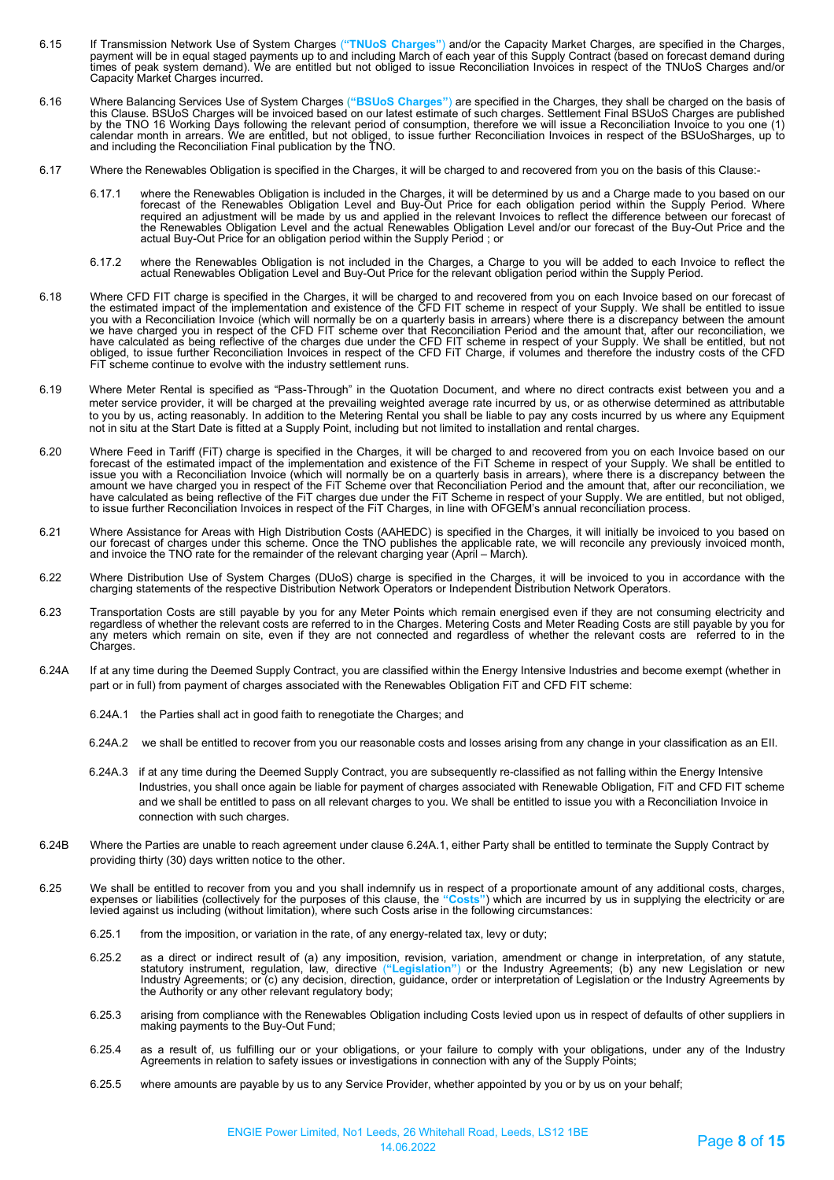6.15 If Transmission Network Use of System Charges (**"TNUoS Charges"**) and/or the Capacity Market Charges, are specified in the Charges, payment will be in equal staged payments up to and including March of each year of this Supply Contract (based on forecast demand during times of peak system demand). We are entitled but not obliged to issue Reconciliation Invoices in respect of the TNUoS Charges and/or Capacity Market Charges incurred.

6.16 Where Balancing Services Use of System Charges (**"BSUoS Charges"**) are specified in the Charges, they shall be charged on the basis of this Clause. BSUoS Charges will be invoiced based on our latest estimate of such charges. Settlement Final BSUoS Charges are published by the TNO 16 Working Days following the relevant period of consumption, therefore we will issue a Reconciliation Invoice to you one (1) calendar month in arrears. We are entitled, but not obliged, to issue further Reconciliation Invoices in respect of the BSUoSharges, up to and including the Reconciliation Final publication by the TNO.

6.17 Where the Renewables Obligation is specified in the Charges, it will be charged to and recovered from you on the basis of this Clause:-

6.17.1 where the Renewables Obligation is included in the Charges, it will be determined by us and a Charge made to you based on our forecast of the Renewables Obligation Level and Buy-Out Price for each obligation period within the Supply Period. Where required an adjustment will be made by us and applied in the relevant Invoices to reflect the difference between our forecast of the Renewables Obligation Level and the actual Renewables Obligation Level and/or our forecast of the Buy-Out Price and the actual Buy-Out Price for an obligation period within the Supply Period ; or

6.17.2 where the Renewables Obligation is not included in the Charges, a Charge to you will be added to each Invoice to reflect the actual Renewables Obligation Level and Buy-Out Price for the relevant obligation period within the Supply Period.

6.18 Where CFD FIT charge is specified in the Charges, it will be charged to and recovered from you on each Invoice based on our forecast of the estimated impact of the implementation and existence of the CFD FIT scheme in respect of your Supply. We shall be entitled to issue you with a Reconciliation Invoice (which will normally be on a quarterly basis in arrears) where there is a discrepancy between the amount we have charged you in respect of the CFD FIT scheme over that Reconciliation Period and the amount that, after our reconciliation, we have calculated as being reflective of the charges due under the CFD FIT scheme in respect of your Supply. We shall be entitled, but not obliged, to issue further Reconciliation Invoices in respect of the CFD FiT Charge, if volumes and therefore the industry costs of the CFD FiT scheme continue to evolve with the industry settlement runs.

6.19 Where Meter Rental is specified as "Pass-Through" in the Quotation Document, and where no direct contracts exist between you and a meter service provider, it will be charged at the prevailing weighted average rate incurred by us, or as otherwise determined as attributable to you by us, acting reasonably. In addition to the Metering Rental you shall be liable to pay any costs incurred by us where any Equipment not in situ at the Start Date is fitted at a Supply Point, including but not limited to installation and rental charges.

6.20 Where Feed in Tariff (FiT) charge is specified in the Charges, it will be charged to and recovered from you on each Invoice based on our forecast of the estimated impact of the implementation and existence of the FiT Scheme in respect of your Supply. We shall be entitled to issue you with a Reconciliation Invoice (which will normally be on a quarterly basis in arrears), where there is a discrepancy between the amount we have charged you in respect of the FiT Scheme over that Reconciliation Period and the amount that, after our reconciliation, we have calculated as being reflective of the FiT charges due under the FiT Scheme in respect of your Supply. We are entitled, but not obliged, to issue further Reconciliation Invoices in respect of the FiT Charges, in line with OFGEM's annual reconciliation process.

6.21 Where Assistance for Areas with High Distribution Costs (AAHEDC) is specified in the Charges, it will initially be invoiced to you based on our forecast of charges under this scheme. Once the TNO publishes the applicable rate, we will reconcile any previously invoiced month, and invoice the TNO rate for the remainder of the relevant charging year (April – March).

6.22 Where Distribution Use of System Charges (DUoS) charge is specified in the Charges, it will be invoiced to you in accordance with the charging statements of the respective Distribution Network Operators or Independent Distribution Network Operators.

6.23 Transportation Costs are still payable by you for any Meter Points which remain energised even if they are not consuming electricity and regardless of whether the relevant costs are referred to in the Charges. Metering Costs and Meter Reading Costs are still payable by you for any meters which remain on site, even if they are not connected and regardless of whether the relevant costs are referred to in the Charges.

6.24A If at any time during the Deemed Supply Contract, you are classified within the Energy Intensive Industries and become exempt (whether in part or in full) from payment of charges associated with the Renewables Obligation FiT and CFD FIT scheme:

6.24A.1 the Parties shall act in good faith to renegotiate the Charges; and

6.24A.2 we shall be entitled to recover from you our reasonable costs and losses arising from any change in your classification as an EII.

6.24A.3 if at any time during the Deemed Supply Contract, you are subsequently re-classified as not falling within the Energy Intensive Industries, you shall once again be liable for payment of charges associated with Renewable Obligation, FiT and CFD FIT scheme and we shall be entitled to pass on all relevant charges to you. We shall be entitled to issue you with a Reconciliation Invoice in connection with such charges.

6.24B Where the Parties are unable to reach agreement under clause 6.24A.1, either Party shall be entitled to terminate the Supply Contract by providing thirty (30) days written notice to the other.

6.25 We shall be entitled to recover from you and you shall indemnify us in respect of a proportionate amount of any additional costs, charges, expenses or liabilities (collectively for the purposes of this clause, the **"Costs"**) which are incurred by us in supplying the electricity or are levied against us including (without limitation), where such Costs arise in the following circumstances:

6.25.1 from the imposition, or variation in the rate, of any energy-related tax, levy or duty;

6.25.2 as a direct or indirect result of (a) any imposition, revision, variation, amendment or change in interpretation, of any statute, statutory instrument, regulation, law, directive (**"Legislation"**) or the Industry Agreements; (b) any new Legislation or new Industry Agreements; or (c) any decision, direction, guidance, order or interpretation of Legislation or the Industry Agreements by the Authority or any other relevant regulatory body;

6.25.3 arising from compliance with the Renewables Obligation including Costs levied upon us in respect of defaults of other suppliers in making payments to the Buy-Out Fund;

6.25.4 as a result of, us fulfilling our or your obligations, or your failure to comply with your obligations, under any of the Industry Agreements in relation to safety issues or investigations in connection with any of the Supply Points;

6.25.5 where amounts are payable by us to any Service Provider, whether appointed by you or by us on your behalf;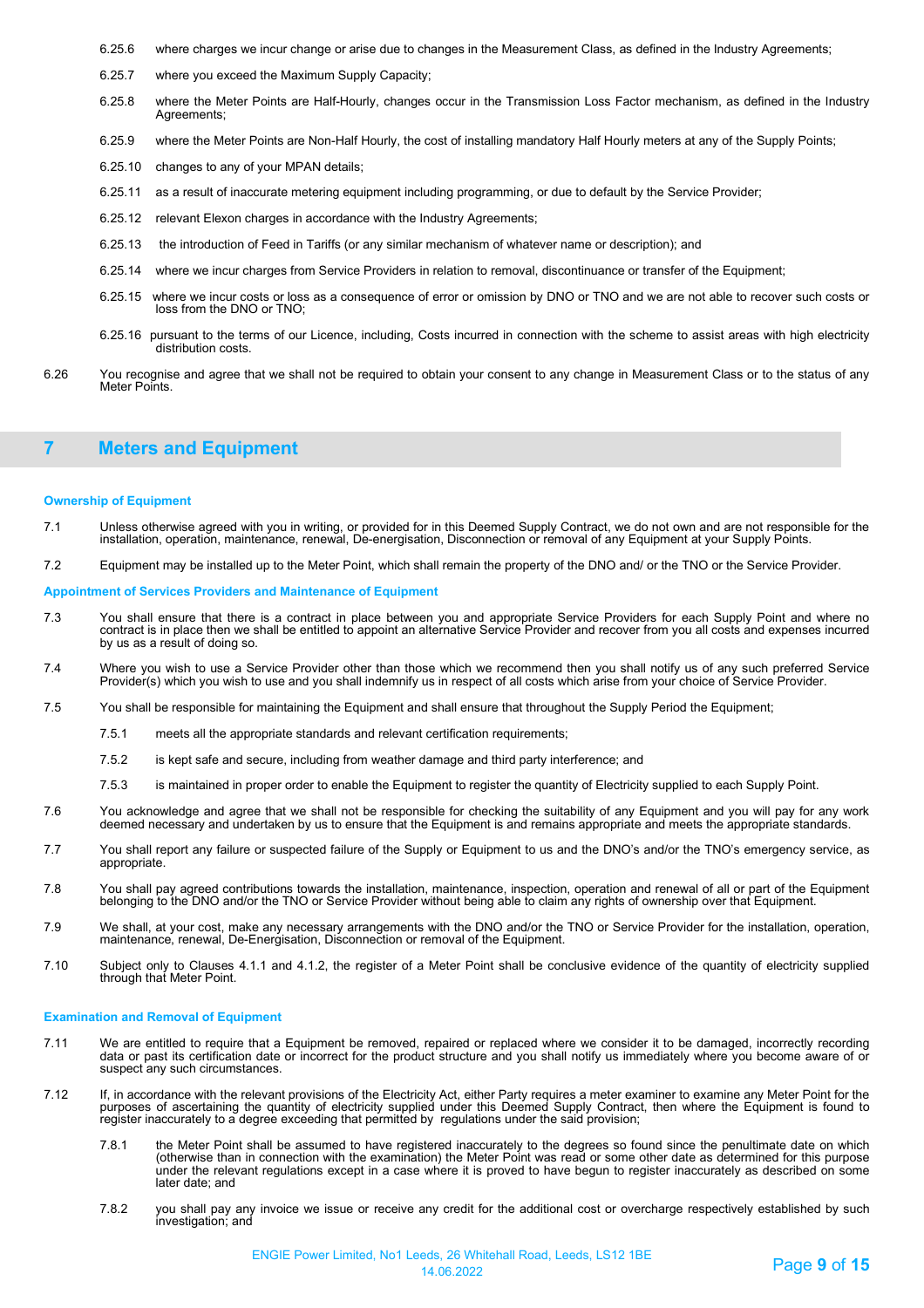6.25.6 where charges we incur change or arise due to changes in the Measurement Class, as defined in the Industry Agreements;

6.25.7 where you exceed the Maximum Supply Capacity;

6.25.8 where the Meter Points are Half-Hourly, changes occur in the Transmission Loss Factor mechanism, as defined in the Industry Agreements;

6.25.9 where the Meter Points are Non-Half Hourly, the cost of installing mandatory Half Hourly meters at any of the Supply Points;

6.25.10 changes to any of your MPAN details;

6.25.11 as a result of inaccurate metering equipment including programming, or due to default by the Service Provider;

6.25.12 relevant Elexon charges in accordance with the Industry Agreements;

6.25.13 the introduction of Feed in Tariffs (or any similar mechanism of whatever name or description); and

6.25.14 where we incur charges from Service Providers in relation to removal, discontinuance or transfer of the Equipment;

6.25.15 where we incur costs or loss as a consequence of error or omission by DNO or TNO and we are not able to recover such costs or loss from the DNO or TNO;

6.25.16 pursuant to the terms of our Licence, including, Costs incurred in connection with the scheme to assist areas with high electricity distribution costs.

6.26 You recognise and agree that we shall not be required to obtain your consent to any change in Measurement Class or to the status of any Meter Points.

## 7 Meters and Equipment

**Ownership of Equipment**

7.1 Unless otherwise agreed with you in writing, or provided for in this Deemed Supply Contract, we do not own and are not responsible for the installation, operation, maintenance, renewal, De-energisation, Disconnection or removal of any Equipment at your Supply Points.

7.2 Equipment may be installed up to the Meter Point, which shall remain the property of the DNO and/ or the TNO or the Service Provider.

**Appointment of Services Providers and Maintenance of Equipment**

7.3 You shall ensure that there is a contract in place between you and appropriate Service Providers for each Supply Point and where no contract is in place then we shall be entitled to appoint an alternative Service Provider and recover from you all costs and expenses incurred by us as a result of doing so.

7.4 Where you wish to use a Service Provider other than those which we recommend then you shall notify us of any such preferred Service Provider(s) which you wish to use and you shall indemnify us in respect of all costs which arise from your choice of Service Provider.

7.5 You shall be responsible for maintaining the Equipment and shall ensure that throughout the Supply Period the Equipment;

7.5.1 meets all the appropriate standards and relevant certification requirements;

7.5.2 is kept safe and secure, including from weather damage and third party interference; and

7.5.3 is maintained in proper order to enable the Equipment to register the quantity of Electricity supplied to each Supply Point.

7.6 You acknowledge and agree that we shall not be responsible for checking the suitability of any Equipment and you will pay for any work deemed necessary and undertaken by us to ensure that the Equipment is and remains appropriate and meets the appropriate standards.

7.7 You shall report any failure or suspected failure of the Supply or Equipment to us and the DNO's and/or the TNO's emergency service, as appropriate.

7.8 You shall pay agreed contributions towards the installation, maintenance, inspection, operation and renewal of all or part of the Equipment belonging to the DNO and/or the TNO or Service Provider without being able to claim any rights of ownership over that Equipment.

7.9 We shall, at your cost, make any necessary arrangements with the DNO and/or the TNO or Service Provider for the installation, operation, maintenance, renewal, De-Energisation, Disconnection or removal of the Equipment.

7.10 Subject only to Clauses 4.1.1 and 4.1.2, the register of a Meter Point shall be conclusive evidence of the quantity of electricity supplied through that Meter Point.

**Examination and Removal of Equipment**

7.11 We are entitled to require that a Equipment be removed, repaired or replaced where we consider it to be damaged, incorrectly recording data or past its certification date or incorrect for the product structure and you shall notify us immediately where you become aware of or suspect any such circumstances.

7.12 If, in accordance with the relevant provisions of the Electricity Act, either Party requires a meter examiner to examine any Meter Point for the purposes of ascertaining the quantity of electricity supplied under this Deemed Supply Contract, then where the Equipment is found to register inaccurately to a degree exceeding that permitted by regulations under the said provision;

7.8.1 the Meter Point shall be assumed to have registered inaccurately to the degrees so found since the penultimate date on which (otherwise than in connection with the examination) the Meter Point was read or some other date as determined for this purpose under the relevant regulations except in a case where it is proved to have begun to register inaccurately as described on some later date; and

7.8.2 you shall pay any invoice we issue or receive any credit for the additional cost or overcharge respectively established by such investigation; and

ENGIE Power Limited, No1 Leeds, 26 Whitehall Road, Leeds, LS12 1BE
14.06.2022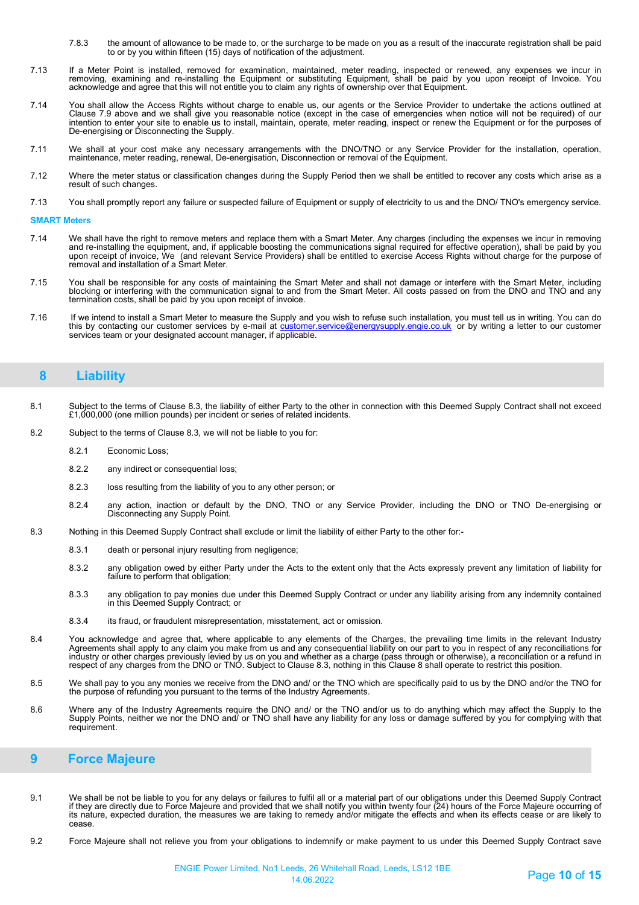7.8.3 the amount of allowance to be made to, or the surcharge to be made on you as a result of the inaccurate registration shall be paid to or by you within fifteen (15) days of notification of the adjustment.

7.13 If a Meter Point is installed, removed for examination, maintained, meter reading, inspected or renewed, any expenses we incur in removing, examining and re-installing the Equipment or substituting Equipment, shall be paid by you upon receipt of Invoice. You acknowledge and agree that this will not entitle you to claim any rights of ownership over that Equipment.

7.14 You shall allow the Access Rights without charge to enable us, our agents or the Service Provider to undertake the actions outlined at Clause 7.9 above and we shall give you reasonable notice (except in the case of emergencies when notice will not be required) of our intention to enter your site to enable us to install, maintain, operate, meter reading, inspect or renew the Equipment or for the purposes of De-energising or Disconnecting the Supply.

7.11 We shall at your cost make any necessary arrangements with the DNO/TNO or any Service Provider for the installation, operation, maintenance, meter reading, renewal, De-energisation, Disconnection or removal of the Equipment.

7.12 Where the meter status or classification changes during the Supply Period then we shall be entitled to recover any costs which arise as a result of such changes.

7.13 You shall promptly report any failure or suspected failure of Equipment or supply of electricity to us and the DNO/ TNO's emergency service.

**SMART Meters**

7.14 We shall have the right to remove meters and replace them with a Smart Meter. Any charges (including the expenses we incur in removing and re-installing the equipment, and, if applicable boosting the communications signal required for effective operation), shall be paid by you upon receipt of invoice, We (and relevant Service Providers) shall be entitled to exercise Access Rights without charge for the purpose of removal and installation of a Smart Meter.

7.15 You shall be responsible for any costs of maintaining the Smart Meter and shall not damage or interfere with the Smart Meter, including blocking or interfering with the communication signal to and from the Smart Meter. All costs passed on from the DNO and TNO and any termination costs, shall be paid by you upon receipt of invoice.

7.16 If we intend to install a Smart Meter to measure the Supply and you wish to refuse such installation, you must tell us in writing. You can do this by contacting our customer services by e-mail at customer.service@energysupply.engie.co.uk or by writing a letter to our customer services team or your designated account manager, if applicable.

## 8 Liability

8.1 Subject to the terms of Clause 8.3, the liability of either Party to the other in connection with this Deemed Supply Contract shall not exceed £1,000,000 (one million pounds) per incident or series of related incidents.

8.2 Subject to the terms of Clause 8.3, we will not be liable to you for:

8.2.1 Economic Loss;

8.2.2 any indirect or consequential loss;

8.2.3 loss resulting from the liability of you to any other person; or

8.2.4 any action, inaction or default by the DNO, TNO or any Service Provider, including the DNO or TNO De-energising or Disconnecting any Supply Point.

8.3 Nothing in this Deemed Supply Contract shall exclude or limit the liability of either Party to the other for:-

8.3.1 death or personal injury resulting from negligence;

8.3.2 any obligation owed by either Party under the Acts to the extent only that the Acts expressly prevent any limitation of liability for failure to perform that obligation;

8.3.3 any obligation to pay monies due under this Deemed Supply Contract or under any liability arising from any indemnity contained in this Deemed Supply Contract; or

8.3.4 its fraud, or fraudulent misrepresentation, misstatement, act or omission.

8.4 You acknowledge and agree that, where applicable to any elements of the Charges, the prevailing time limits in the relevant Industry Agreements shall apply to any claim you make from us and any consequential liability on our part to you in respect of any reconciliations for industry or other charges previously levied by us on you and whether as a charge (pass through or otherwise), a reconciliation or a refund in respect of any charges from the DNO or TNO. Subject to Clause 8.3, nothing in this Clause 8 shall operate to restrict this position.

8.5 We shall pay to you any monies we receive from the DNO and/ or the TNO which are specifically paid to us by the DNO and/or the TNO for the purpose of refunding you pursuant to the terms of the Industry Agreements.

8.6 Where any of the Industry Agreements require the DNO and/ or the TNO and/or us to do anything which may affect the Supply to the Supply Points, neither we nor the DNO and/ or TNO shall have any liability for any loss or damage suffered by you for complying with that requirement.

## 9 Force Majeure

9.1 We shall be not be liable to you for any delays or failures to fulfil all or a material part of our obligations under this Deemed Supply Contract if they are directly due to Force Majeure and provided that we shall notify you within twenty four (24) hours of the Force Majeure occurring of its nature, expected duration, the measures we are taking to remedy and/or mitigate the effects and when its effects cease or are likely to cease.

9.2 Force Majeure shall not relieve you from your obligations to indemnify or make payment to us under this Deemed Supply Contract save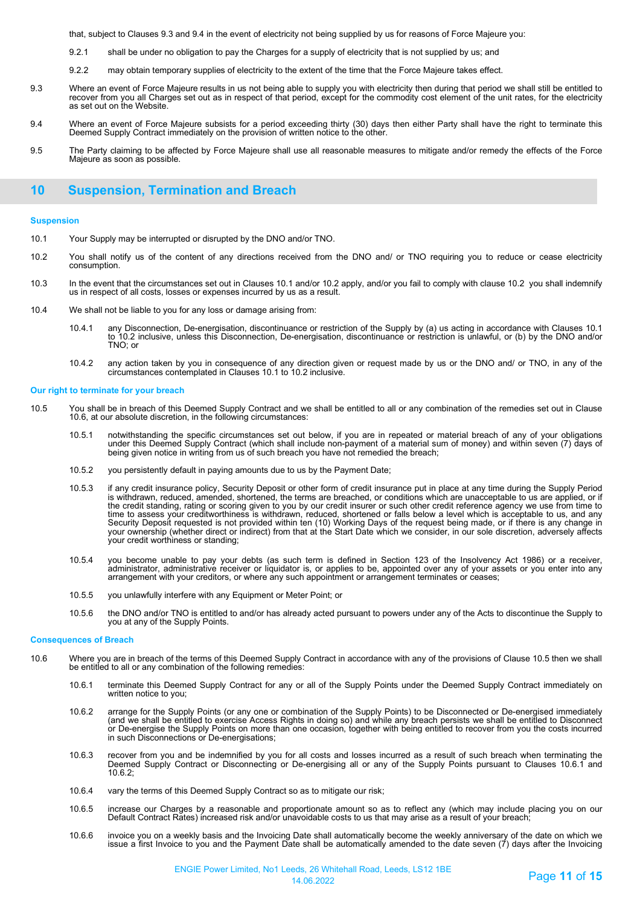that, subject to Clauses 9.3 and 9.4 in the event of electricity not being supplied by us for reasons of Force Majeure you:

9.2.1 shall be under no obligation to pay the Charges for a supply of electricity that is not supplied by us; and

9.2.2 may obtain temporary supplies of electricity to the extent of the time that the Force Majeure takes effect.

9.3 Where an event of Force Majeure results in us not being able to supply you with electricity then during that period we shall still be entitled to recover from you all Charges set out as in respect of that period, except for the commodity cost element of the unit rates, for the electricity as set out on the Website.

9.4 Where an event of Force Majeure subsists for a period exceeding thirty (30) days then either Party shall have the right to terminate this Deemed Supply Contract immediately on the provision of written notice to the other.

9.5 The Party claiming to be affected by Force Majeure shall use all reasonable measures to mitigate and/or remedy the effects of the Force Majeure as soon as possible.

## 10 Suspension, Termination and Breach

### Suspension

10.1 Your Supply may be interrupted or disrupted by the DNO and/or TNO.

10.2 You shall notify us of the content of any directions received from the DNO and/ or TNO requiring you to reduce or cease electricity consumption.

10.3 In the event that the circumstances set out in Clauses 10.1 and/or 10.2 apply, and/or you fail to comply with clause 10.2 you shall indemnify us in respect of all costs, losses or expenses incurred by us as a result.

10.4 We shall not be liable to you for any loss or damage arising from:

10.4.1 any Disconnection, De-energisation, discontinuance or restriction of the Supply by (a) us acting in accordance with Clauses 10.1 to 10.2 inclusive, unless this Disconnection, De-energisation, discontinuance or restriction is unlawful, or (b) by the DNO and/or TNO; or

10.4.2 any action taken by you in consequence of any direction given or request made by us or the DNO and/ or TNO, in any of the circumstances contemplated in Clauses 10.1 to 10.2 inclusive.

### Our right to terminate for your breach

10.5 You shall be in breach of this Deemed Supply Contract and we shall be entitled to all or any combination of the remedies set out in Clause 10.6, at our absolute discretion, in the following circumstances:

10.5.1 notwithstanding the specific circumstances set out below, if you are in repeated or material breach of any of your obligations under this Deemed Supply Contract (which shall include non-payment of a material sum of money) and within seven (7) days of being given notice in writing from us of such breach you have not remedied the breach;

10.5.2 you persistently default in paying amounts due to us by the Payment Date;

10.5.3 if any credit insurance policy, Security Deposit or other form of credit insurance put in place at any time during the Supply Period is withdrawn, reduced, amended, shortened, the terms are breached, or conditions which are unacceptable to us are applied, or if the credit standing, rating or scoring given to you by our credit insurer or such other credit reference agency we use from time to time to assess your creditworthiness is withdrawn, reduced, shortened or falls below a level which is acceptable to us, and any Security Deposit requested is not provided within ten (10) Working Days of the request being made, or if there is any change in your ownership (whether direct or indirect) from that at the Start Date which we consider, in our sole discretion, adversely affects your credit worthiness or standing;

10.5.4 you become unable to pay your debts (as such term is defined in Section 123 of the Insolvency Act 1986) or a receiver, administrator, administrative receiver or liquidator is, or applies to be, appointed over any of your assets or you enter into any arrangement with your creditors, or where any such appointment or arrangement terminates or ceases;

10.5.5 you unlawfully interfere with any Equipment or Meter Point; or

10.5.6 the DNO and/or TNO is entitled to and/or has already acted pursuant to powers under any of the Acts to discontinue the Supply to you at any of the Supply Points.

### Consequences of Breach

10.6 Where you are in breach of the terms of this Deemed Supply Contract in accordance with any of the provisions of Clause 10.5 then we shall be entitled to all or any combination of the following remedies:

10.6.1 terminate this Deemed Supply Contract for any or all of the Supply Points under the Deemed Supply Contract immediately on written notice to you;

10.6.2 arrange for the Supply Points (or any one or combination of the Supply Points) to be Disconnected or De-energised immediately (and we shall be entitled to exercise Access Rights in doing so) and while any breach persists we shall be entitled to Disconnect or De-energise the Supply Points on more than one occasion, together with being entitled to recover from you the costs incurred in such Disconnections or De-energisations;

10.6.3 recover from you and be indemnified by you for all costs and losses incurred as a result of such breach when terminating the Deemed Supply Contract or Disconnecting or De-energising all or any of the Supply Points pursuant to Clauses 10.6.1 and 10.6.2;

10.6.4 vary the terms of this Deemed Supply Contract so as to mitigate our risk;

10.6.5 increase our Charges by a reasonable and proportionate amount so as to reflect any (which may include placing you on our Default Contract Rates) increased risk and/or unavoidable costs to us that may arise as a result of your breach;

10.6.6 invoice you on a weekly basis and the Invoicing Date shall automatically become the weekly anniversary of the date on which we issue a first Invoice to you and the Payment Date shall be automatically amended to the date seven (7) days after the Invoicing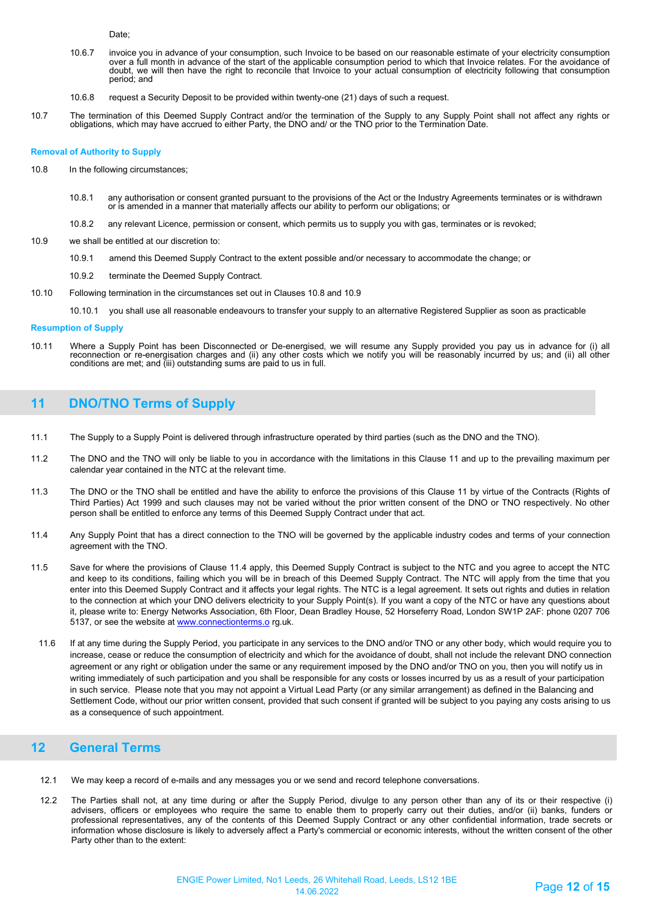Date;

10.6.7 invoice you in advance of your consumption, such Invoice to be based on our reasonable estimate of your electricity consumption over a full month in advance of the start of the applicable consumption period to which that Invoice relates. For the avoidance of doubt, we will then have the right to reconcile that Invoice to your actual consumption of electricity following that consumption period; and

10.6.8 request a Security Deposit to be provided within twenty-one (21) days of such a request.

10.7 The termination of this Deemed Supply Contract and/or the termination of the Supply to any Supply Point shall not affect any rights or obligations, which may have accrued to either Party, the DNO and/ or the TNO prior to the Termination Date.

**Removal of Authority to Supply**

10.8 In the following circumstances;

10.8.1 any authorisation or consent granted pursuant to the provisions of the Act or the Industry Agreements terminates or is withdrawn or is amended in a manner that materially affects our ability to perform our obligations; or

10.8.2 any relevant Licence, permission or consent, which permits us to supply you with gas, terminates or is revoked;

10.9 we shall be entitled at our discretion to:

10.9.1 amend this Deemed Supply Contract to the extent possible and/or necessary to accommodate the change; or

10.9.2 terminate the Deemed Supply Contract.

10.10 Following termination in the circumstances set out in Clauses 10.8 and 10.9

10.10.1 you shall use all reasonable endeavours to transfer your supply to an alternative Registered Supplier as soon as practicable

**Resumption of Supply**

10.11 Where a Supply Point has been Disconnected or De-energised, we will resume any Supply provided you pay us in advance for (i) all reconnection or re-energisation charges and (ii) any other costs which we notify you will be reasonably incurred by us; and (ii) all other conditions are met; and (iii) outstanding sums are paid to us in full.

## 11 DNO/TNO Terms of Supply

11.1 The Supply to a Supply Point is delivered through infrastructure operated by third parties (such as the DNO and the TNO).

11.2 The DNO and the TNO will only be liable to you in accordance with the limitations in this Clause 11 and up to the prevailing maximum per calendar year contained in the NTC at the relevant time.

11.3 The DNO or the TNO shall be entitled and have the ability to enforce the provisions of this Clause 11 by virtue of the Contracts (Rights of Third Parties) Act 1999 and such clauses may not be varied without the prior written consent of the DNO or TNO respectively. No other person shall be entitled to enforce any terms of this Deemed Supply Contract under that act.

11.4 Any Supply Point that has a direct connection to the TNO will be governed by the applicable industry codes and terms of your connection agreement with the TNO.

11.5 Save for where the provisions of Clause 11.4 apply, this Deemed Supply Contract is subject to the NTC and you agree to accept the NTC and keep to its conditions, failing which you will be in breach of this Deemed Supply Contract. The NTC will apply from the time that you enter into this Deemed Supply Contract and it affects your legal rights. The NTC is a legal agreement. It sets out rights and duties in relation to the connection at which your DNO delivers electricity to your Supply Point(s). If you want a copy of the NTC or have any questions about it, please write to: Energy Networks Association, 6th Floor, Dean Bradley House, 52 Horseferry Road, London SW1P 2AF: phone 0207 706 5137, or see the website at www.connectionterms.o rg.uk.

11.6 If at any time during the Supply Period, you participate in any services to the DNO and/or TNO or any other body, which would require you to increase, cease or reduce the consumption of electricity and which for the avoidance of doubt, shall not include the relevant DNO connection agreement or any right or obligation under the same or any requirement imposed by the DNO and/or TNO on you, then you will notify us in writing immediately of such participation and you shall be responsible for any costs or losses incurred by us as a result of your participation in such service. Please note that you may not appoint a Virtual Lead Party (or any similar arrangement) as defined in the Balancing and Settlement Code, without our prior written consent, provided that such consent if granted will be subject to you paying any costs arising to us as a consequence of such appointment.

## 12 General Terms

12.1 We may keep a record of e-mails and any messages you or we send and record telephone conversations.

12.2 The Parties shall not, at any time during or after the Supply Period, divulge to any person other than any of its or their respective (i) advisers, officers or employees who require the same to enable them to properly carry out their duties, and/or (ii) banks, funders or professional representatives, any of the contents of this Deemed Supply Contract or any other confidential information, trade secrets or information whose disclosure is likely to adversely affect a Party's commercial or economic interests, without the written consent of the other Party other than to the extent: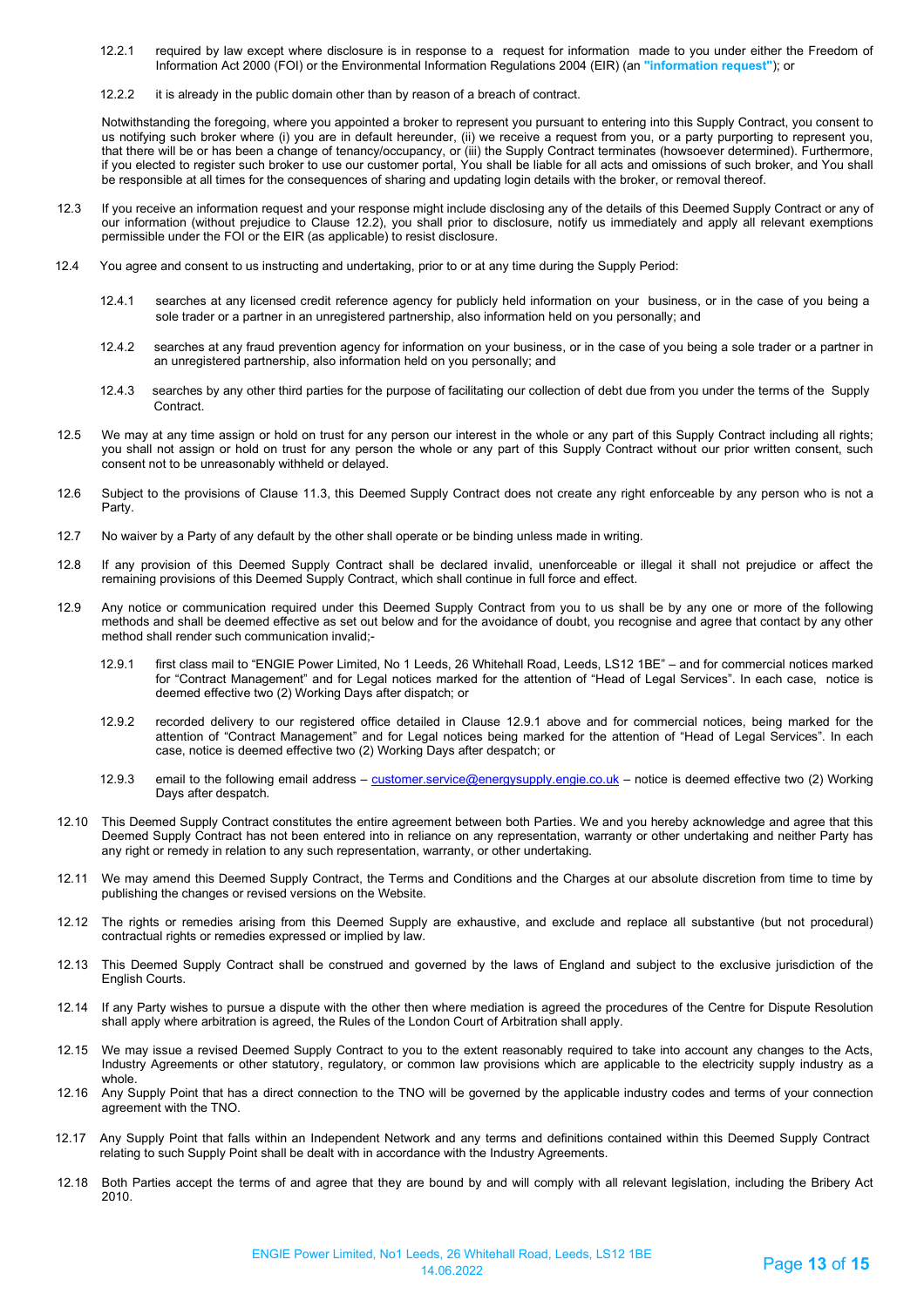12.2.1 required by law except where disclosure is in response to a request for information made to you under either the Freedom of Information Act 2000 (FOI) or the Environmental Information Regulations 2004 (EIR) (an **"information request"**); or

12.2.2 it is already in the public domain other than by reason of a breach of contract.

Notwithstanding the foregoing, where you appointed a broker to represent you pursuant to entering into this Supply Contract, you consent to us notifying such broker where (i) you are in default hereunder, (ii) we receive a request from you, or a party purporting to represent you, that there will be or has been a change of tenancy/occupancy, or (iii) the Supply Contract terminates (howsoever determined). Furthermore, if you elected to register such broker to use our customer portal, You shall be liable for all acts and omissions of such broker, and You shall be responsible at all times for the consequences of sharing and updating login details with the broker, or removal thereof.

12.3 If you receive an information request and your response might include disclosing any of the details of this Deemed Supply Contract or any of our information (without prejudice to Clause 12.2), you shall prior to disclosure, notify us immediately and apply all relevant exemptions permissible under the FOI or the EIR (as applicable) to resist disclosure.

12.4 You agree and consent to us instructing and undertaking, prior to or at any time during the Supply Period:

12.4.1 searches at any licensed credit reference agency for publicly held information on your business, or in the case of you being a sole trader or a partner in an unregistered partnership, also information held on you personally; and

12.4.2 searches at any fraud prevention agency for information on your business, or in the case of you being a sole trader or a partner in an unregistered partnership, also information held on you personally; and

12.4.3 searches by any other third parties for the purpose of facilitating our collection of debt due from you under the terms of the Supply Contract.

12.5 We may at any time assign or hold on trust for any person our interest in the whole or any part of this Supply Contract including all rights; you shall not assign or hold on trust for any person the whole or any part of this Supply Contract without our prior written consent, such consent not to be unreasonably withheld or delayed.

12.6 Subject to the provisions of Clause 11.3, this Deemed Supply Contract does not create any right enforceable by any person who is not a Party.

12.7 No waiver by a Party of any default by the other shall operate or be binding unless made in writing.

12.8 If any provision of this Deemed Supply Contract shall be declared invalid, unenforceable or illegal it shall not prejudice or affect the remaining provisions of this Deemed Supply Contract, which shall continue in full force and effect.

12.9 Any notice or communication required under this Deemed Supply Contract from you to us shall be by any one or more of the following methods and shall be deemed effective as set out below and for the avoidance of doubt, you recognise and agree that contact by any other method shall render such communication invalid;-

12.9.1 first class mail to "ENGIE Power Limited, No 1 Leeds, 26 Whitehall Road, Leeds, LS12 1BE" – and for commercial notices marked for "Contract Management" and for Legal notices marked for the attention of "Head of Legal Services". In each case, notice is deemed effective two (2) Working Days after dispatch; or

12.9.2 recorded delivery to our registered office detailed in Clause 12.9.1 above and for commercial notices, being marked for the attention of "Contract Management" and for Legal notices being marked for the attention of "Head of Legal Services". In each case, notice is deemed effective two (2) Working Days after despatch; or

12.9.3 email to the following email address – customer.service@energysupply.engie.co.uk – notice is deemed effective two (2) Working Days after despatch.

12.10 This Deemed Supply Contract constitutes the entire agreement between both Parties. We and you hereby acknowledge and agree that this Deemed Supply Contract has not been entered into in reliance on any representation, warranty or other undertaking and neither Party has any right or remedy in relation to any such representation, warranty, or other undertaking.

12.11 We may amend this Deemed Supply Contract, the Terms and Conditions and the Charges at our absolute discretion from time to time by publishing the changes or revised versions on the Website.

12.12 The rights or remedies arising from this Deemed Supply are exhaustive, and exclude and replace all substantive (but not procedural) contractual rights or remedies expressed or implied by law.

12.13 This Deemed Supply Contract shall be construed and governed by the laws of England and subject to the exclusive jurisdiction of the English Courts.

12.14 If any Party wishes to pursue a dispute with the other then where mediation is agreed the procedures of the Centre for Dispute Resolution shall apply where arbitration is agreed, the Rules of the London Court of Arbitration shall apply.

12.15 We may issue a revised Deemed Supply Contract to you to the extent reasonably required to take into account any changes to the Acts, Industry Agreements or other statutory, regulatory, or common law provisions which are applicable to the electricity supply industry as a whole.

12.16 Any Supply Point that has a direct connection to the TNO will be governed by the applicable industry codes and terms of your connection agreement with the TNO.

12.17 Any Supply Point that falls within an Independent Network and any terms and definitions contained within this Deemed Supply Contract relating to such Supply Point shall be dealt with in accordance with the Industry Agreements.

12.18 Both Parties accept the terms of and agree that they are bound by and will comply with all relevant legislation, including the Bribery Act 2010.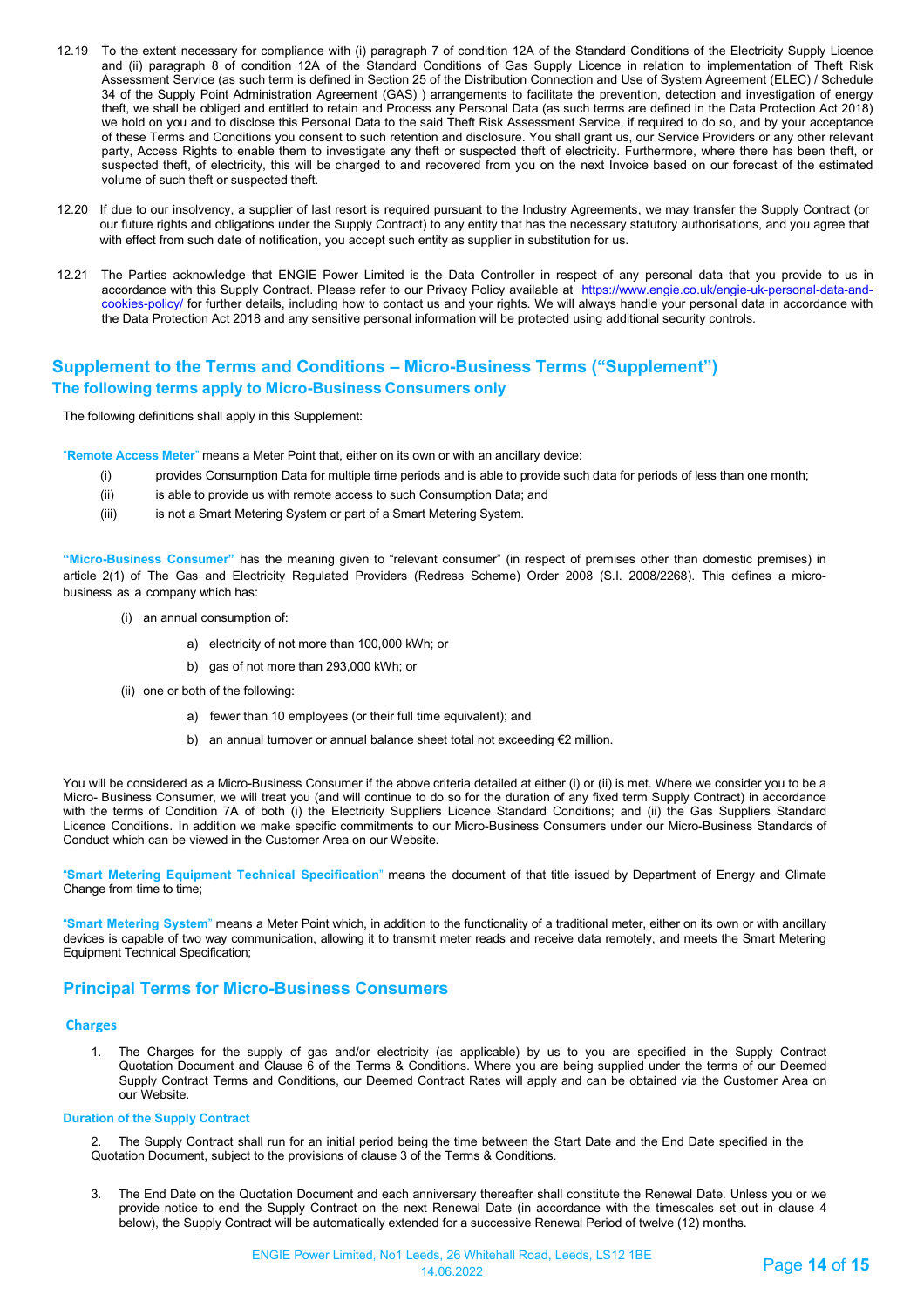12.19 To the extent necessary for compliance with (i) paragraph 7 of condition 12A of the Standard Conditions of the Electricity Supply Licence and (ii) paragraph 8 of condition 12A of the Standard Conditions of Gas Supply Licence in relation to implementation of Theft Risk Assessment Service (as such term is defined in Section 25 of the Distribution Connection and Use of System Agreement (ELEC) / Schedule 34 of the Supply Point Administration Agreement (GAS) ) arrangements to facilitate the prevention, detection and investigation of energy theft, we shall be obliged and entitled to retain and Process any Personal Data (as such terms are defined in the Data Protection Act 2018) we hold on you and to disclose this Personal Data to the said Theft Risk Assessment Service, if required to do so, and by your acceptance of these Terms and Conditions you consent to such retention and disclosure. You shall grant us, our Service Providers or any other relevant party, Access Rights to enable them to investigate any theft or suspected theft of electricity. Furthermore, where there has been theft, or suspected theft, of electricity, this will be charged to and recovered from you on the next Invoice based on our forecast of the estimated volume of such theft or suspected theft.

12.20 If due to our insolvency, a supplier of last resort is required pursuant to the Industry Agreements, we may transfer the Supply Contract (or our future rights and obligations under the Supply Contract) to any entity that has the necessary statutory authorisations, and you agree that with effect from such date of notification, you accept such entity as supplier in substitution for us.

12.21 The Parties acknowledge that ENGIE Power Limited is the Data Controller in respect of any personal data that you provide to us in accordance with this Supply Contract. Please refer to our Privacy Policy available at https://www.engie.co.uk/engie-uk-personal-data-and-cookies-policy/ for further details, including how to contact us and your rights. We will always handle your personal data in accordance with the Data Protection Act 2018 and any sensitive personal information will be protected using additional security controls.

## Supplement to the Terms and Conditions – Micro-Business Terms ("Supplement")

### The following terms apply to Micro-Business Consumers only

The following definitions shall apply in this Supplement:

"**Remote Access Meter**" means a Meter Point that, either on its own or with an ancillary device:

(i) provides Consumption Data for multiple time periods and is able to provide such data for periods of less than one month;

(ii) is able to provide us with remote access to such Consumption Data; and

(iii) is not a Smart Metering System or part of a Smart Metering System.

**"Micro-Business Consumer"** has the meaning given to "relevant consumer" (in respect of premises other than domestic premises) in article 2(1) of The Gas and Electricity Regulated Providers (Redress Scheme) Order 2008 (S.I. 2008/2268). This defines a micro-business as a company which has:

(i) an annual consumption of:

a) electricity of not more than 100,000 kWh; or

b) gas of not more than 293,000 kWh; or

(ii) one or both of the following:

a) fewer than 10 employees (or their full time equivalent); and

b) an annual turnover or annual balance sheet total not exceeding €2 million.

You will be considered as a Micro-Business Consumer if the above criteria detailed at either (i) or (ii) is met. Where we consider you to be a Micro- Business Consumer, we will treat you (and will continue to do so for the duration of any fixed term Supply Contract) in accordance with the terms of Condition 7A of both (i) the Electricity Suppliers Licence Standard Conditions; and (ii) the Gas Suppliers Standard Licence Conditions. In addition we make specific commitments to our Micro-Business Consumers under our Micro-Business Standards of Conduct which can be viewed in the Customer Area on our Website.

"**Smart Metering Equipment Technical Specification**" means the document of that title issued by Department of Energy and Climate Change from time to time;

"**Smart Metering System**" means a Meter Point which, in addition to the functionality of a traditional meter, either on its own or with ancillary devices is capable of two way communication, allowing it to transmit meter reads and receive data remotely, and meets the Smart Metering Equipment Technical Specification;

## Principal Terms for Micro-Business Consumers

### Charges

1. The Charges for the supply of gas and/or electricity (as applicable) by us to you are specified in the Supply Contract Quotation Document and Clause 6 of the Terms & Conditions. Where you are being supplied under the terms of our Deemed Supply Contract Terms and Conditions, our Deemed Contract Rates will apply and can be obtained via the Customer Area on our Website.

### Duration of the Supply Contract

2. The Supply Contract shall run for an initial period being the time between the Start Date and the End Date specified in the Quotation Document, subject to the provisions of clause 3 of the Terms & Conditions.

3. The End Date on the Quotation Document and each anniversary thereafter shall constitute the Renewal Date. Unless you or we provide notice to end the Supply Contract on the next Renewal Date (in accordance with the timescales set out in clause 4 below), the Supply Contract will be automatically extended for a successive Renewal Period of twelve (12) months.

ENGIE Power Limited, No1 Leeds, 26 Whitehall Road, Leeds, LS12 1BE
14.06.2022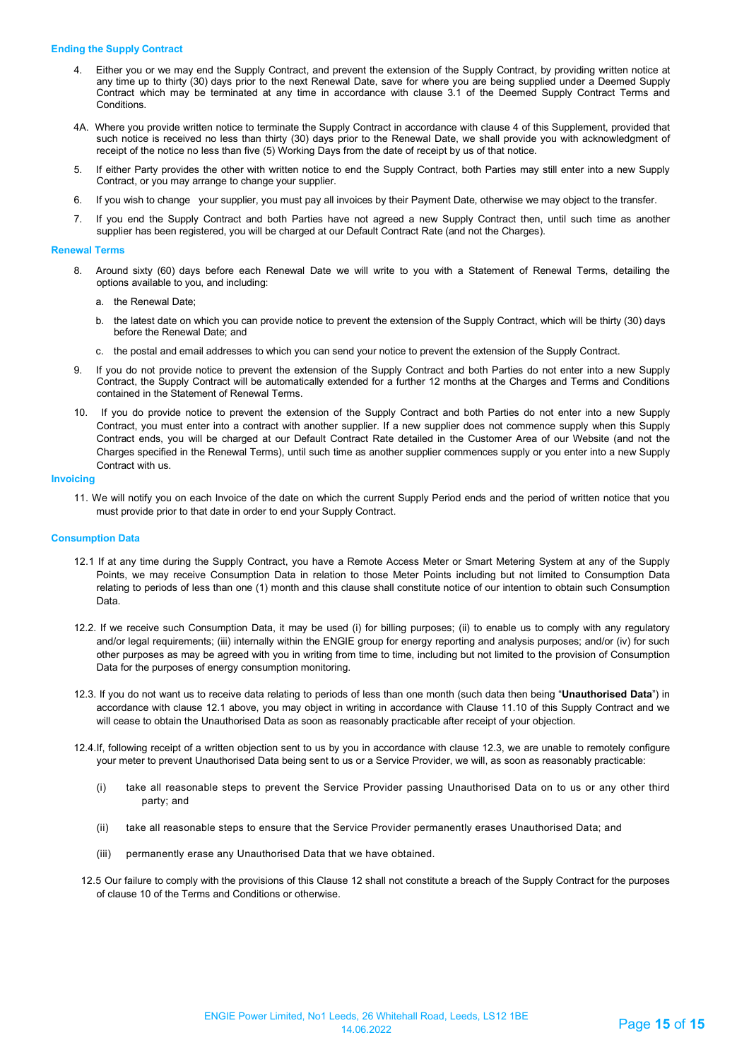### Ending the Supply Contract

4. Either you or we may end the Supply Contract, and prevent the extension of the Supply Contract, by providing written notice at any time up to thirty (30) days prior to the next Renewal Date, save for where you are being supplied under a Deemed Supply Contract which may be terminated at any time in accordance with clause 3.1 of the Deemed Supply Contract Terms and Conditions.

4A. Where you provide written notice to terminate the Supply Contract in accordance with clause 4 of this Supplement, provided that such notice is received no less than thirty (30) days prior to the Renewal Date, we shall provide you with acknowledgment of receipt of the notice no less than five (5) Working Days from the date of receipt by us of that notice.

5. If either Party provides the other with written notice to end the Supply Contract, both Parties may still enter into a new Supply Contract, or you may arrange to change your supplier.

6. If you wish to change your supplier, you must pay all invoices by their Payment Date, otherwise we may object to the transfer.

7. If you end the Supply Contract and both Parties have not agreed a new Supply Contract then, until such time as another supplier has been registered, you will be charged at our Default Contract Rate (and not the Charges).

### Renewal Terms

8. Around sixty (60) days before each Renewal Date we will write to you with a Statement of Renewal Terms, detailing the options available to you, and including:

   a. the Renewal Date;

   b. the latest date on which you can provide notice to prevent the extension of the Supply Contract, which will be thirty (30) days before the Renewal Date; and

   c. the postal and email addresses to which you can send your notice to prevent the extension of the Supply Contract.

9. If you do not provide notice to prevent the extension of the Supply Contract and both Parties do not enter into a new Supply Contract, the Supply Contract will be automatically extended for a further 12 months at the Charges and Terms and Conditions contained in the Statement of Renewal Terms.

10. If you do provide notice to prevent the extension of the Supply Contract and both Parties do not enter into a new Supply Contract, you must enter into a contract with another supplier. If a new supplier does not commence supply when this Supply Contract ends, you will be charged at our Default Contract Rate detailed in the Customer Area of our Website (and not the Charges specified in the Renewal Terms), until such time as another supplier commences supply or you enter into a new Supply Contract with us.

### Invoicing

11. We will notify you on each Invoice of the date on which the current Supply Period ends and the period of written notice that you must provide prior to that date in order to end your Supply Contract.

### Consumption Data

12.1 If at any time during the Supply Contract, you have a Remote Access Meter or Smart Metering System at any of the Supply Points, we may receive Consumption Data in relation to those Meter Points including but not limited to Consumption Data relating to periods of less than one (1) month and this clause shall constitute notice of our intention to obtain such Consumption Data.

12.2. If we receive such Consumption Data, it may be used (i) for billing purposes; (ii) to enable us to comply with any regulatory and/or legal requirements; (iii) internally within the ENGIE group for energy reporting and analysis purposes; and/or (iv) for such other purposes as may be agreed with you in writing from time to time, including but not limited to the provision of Consumption Data for the purposes of energy consumption monitoring.

12.3. If you do not want us to receive data relating to periods of less than one month (such data then being "**Unauthorised Data**") in accordance with clause 12.1 above, you may object in writing in accordance with Clause 11.10 of this Supply Contract and we will cease to obtain the Unauthorised Data as soon as reasonably practicable after receipt of your objection.

12.4. If, following receipt of a written objection sent to us by you in accordance with clause 12.3, we are unable to remotely configure your meter to prevent Unauthorised Data being sent to us or a Service Provider, we will, as soon as reasonably practicable:

   (i) take all reasonable steps to prevent the Service Provider passing Unauthorised Data on to us or any other third party; and

   (ii) take all reasonable steps to ensure that the Service Provider permanently erases Unauthorised Data; and

   (iii) permanently erase any Unauthorised Data that we have obtained.

12.5 Our failure to comply with the provisions of this Clause 12 shall not constitute a breach of the Supply Contract for the purposes of clause 10 of the Terms and Conditions or otherwise.

ENGIE Power Limited, No1 Leeds, 26 Whitehall Road, Leeds, LS12 1BE
14.06.2022